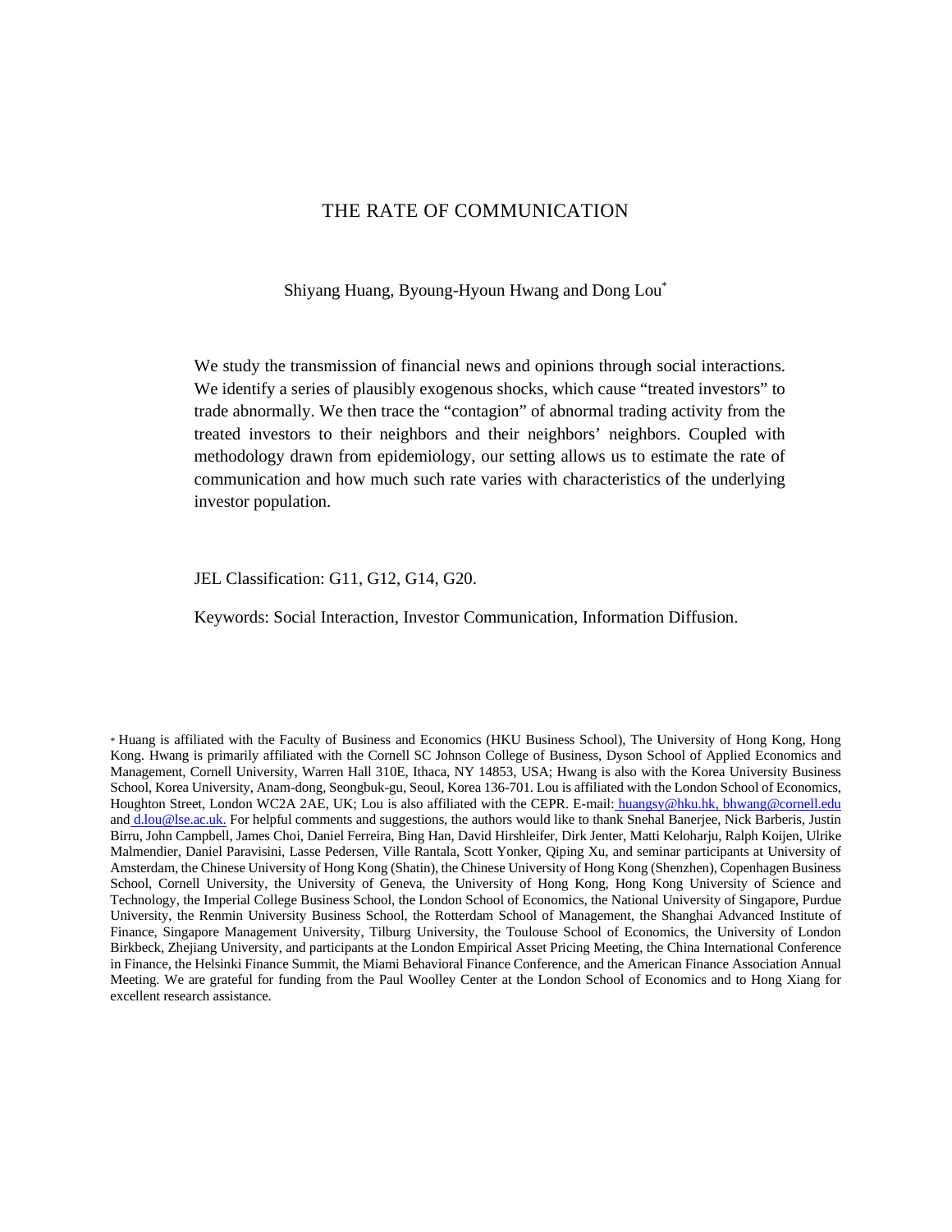# THE RATE OF COMMUNICATION

Shiyang Huang, Byoung-Hyoun Hwang and Dong Lou*

We study the transmission of financial news and opinions through social interactions. We identify a series of plausibly exogenous shocks, which cause "treated investors" to trade abnormally. We then trace the "contagion" of abnormal trading activity from the treated investors to their neighbors and their neighbors' neighbors. Coupled with methodology drawn from epidemiology, our setting allows us to estimate the rate of communication and how much such rate varies with characteristics of the underlying investor population.

JEL Classification: G11, G12, G14, G20.

Keywords: Social Interaction, Investor Communication, Information Diffusion.

* Huang is affiliated with the Faculty of Business and Economics (HKU Business School), The University of Hong Kong, Hong Kong. Hwang is primarily affiliated with the Cornell SC Johnson College of Business, Dyson School of Applied Economics and Management, Cornell University, Warren Hall 310E, Ithaca, NY 14853, USA; Hwang is also with the Korea University Business School, Korea University, Anam-dong, Seongbuk-gu, Seoul, Korea 136-701. Lou is affiliated with the London School of Economics, Houghton Street, London WC2A 2AE, UK; Lou is also affiliated with the CEPR. E-mail: huangsy@hku.hk, bhwang@cornell.edu and d.lou@lse.ac.uk. For helpful comments and suggestions, the authors would like to thank Snehal Banerjee, Nick Barberis, Justin Birru, John Campbell, James Choi, Daniel Ferreira, Bing Han, David Hirshleifer, Dirk Jenter, Matti Keloharju, Ralph Koijen, Ulrike Malmendier, Daniel Paravisini, Lasse Pedersen, Ville Rantala, Scott Yonker, Qiping Xu, and seminar participants at University of Amsterdam, the Chinese University of Hong Kong (Shatin), the Chinese University of Hong Kong (Shenzhen), Copenhagen Business School, Cornell University, the University of Geneva, the University of Hong Kong, Hong Kong University of Science and Technology, the Imperial College Business School, the London School of Economics, the National University of Singapore, Purdue University, the Renmin University Business School, the Rotterdam School of Management, the Shanghai Advanced Institute of Finance, Singapore Management University, Tilburg University, the Toulouse School of Economics, the University of London Birkbeck, Zhejiang University, and participants at the London Empirical Asset Pricing Meeting, the China International Conference in Finance, the Helsinki Finance Summit, the Miami Behavioral Finance Conference, and the American Finance Association Annual Meeting. We are grateful for funding from the Paul Woolley Center at the London School of Economics and to Hong Xiang for excellent research assistance.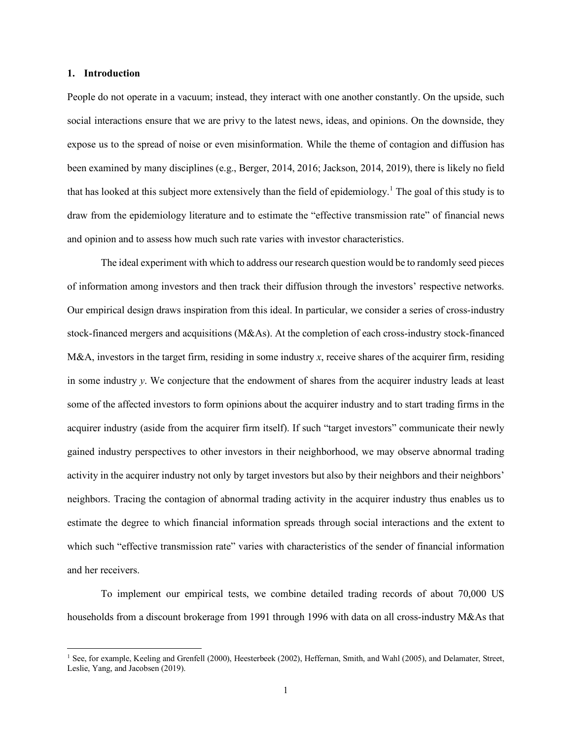## 1. Introduction

People do not operate in a vacuum; instead, they interact with one another constantly. On the upside, such social interactions ensure that we are privy to the latest news, ideas, and opinions. On the downside, they expose us to the spread of noise or even misinformation. While the theme of contagion and diffusion has been examined by many disciplines (e.g., Berger, 2014, 2016; Jackson, 2014, 2019), there is likely no field that has looked at this subject more extensively than the field of epidemiology.[1] The goal of this study is to draw from the epidemiology literature and to estimate the "effective transmission rate" of financial news and opinion and to assess how much such rate varies with investor characteristics.

The ideal experiment with which to address our research question would be to randomly seed pieces of information among investors and then track their diffusion through the investors' respective networks. Our empirical design draws inspiration from this ideal. In particular, we consider a series of cross-industry stock-financed mergers and acquisitions (M&As). At the completion of each cross-industry stock-financed M&A, investors in the target firm, residing in some industry *x*, receive shares of the acquirer firm, residing in some industry *y*. We conjecture that the endowment of shares from the acquirer industry leads at least some of the affected investors to form opinions about the acquirer industry and to start trading firms in the acquirer industry (aside from the acquirer firm itself). If such "target investors" communicate their newly gained industry perspectives to other investors in their neighborhood, we may observe abnormal trading activity in the acquirer industry not only by target investors but also by their neighbors and their neighbors' neighbors. Tracing the contagion of abnormal trading activity in the acquirer industry thus enables us to estimate the degree to which financial information spreads through social interactions and the extent to which such "effective transmission rate" varies with characteristics of the sender of financial information and her receivers.

To implement our empirical tests, we combine detailed trading records of about 70,000 US households from a discount brokerage from 1991 through 1996 with data on all cross-industry M&As that

[1] See, for example, Keeling and Grenfell (2000), Heesterbeek (2002), Heffernan, Smith, and Wahl (2005), and Delamater, Street, Leslie, Yang, and Jacobsen (2019).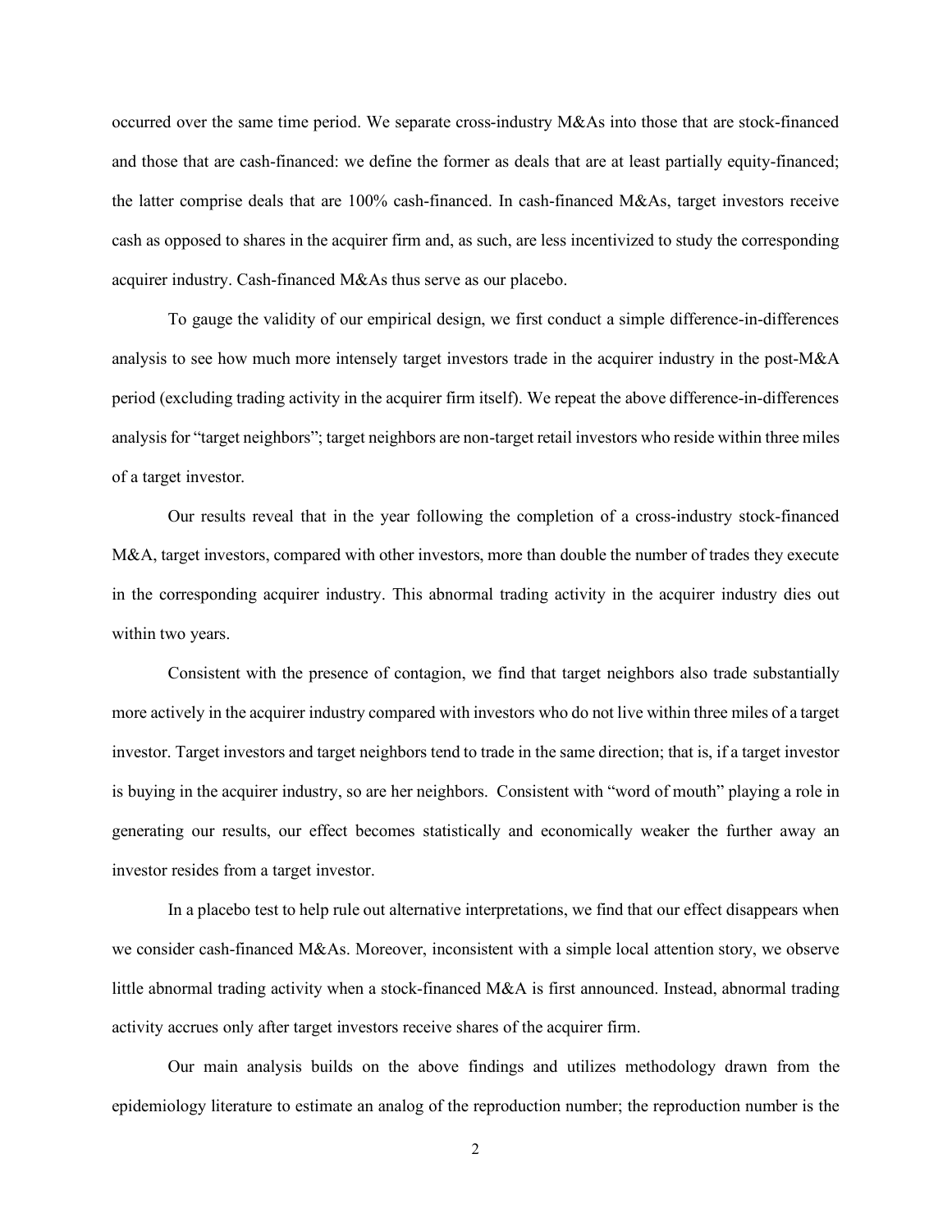occurred over the same time period. We separate cross-industry M&As into those that are stock-financed and those that are cash-financed: we define the former as deals that are at least partially equity-financed; the latter comprise deals that are 100% cash-financed. In cash-financed M&As, target investors receive cash as opposed to shares in the acquirer firm and, as such, are less incentivized to study the corresponding acquirer industry. Cash-financed M&As thus serve as our placebo.

To gauge the validity of our empirical design, we first conduct a simple difference-in-differences analysis to see how much more intensely target investors trade in the acquirer industry in the post-M&A period (excluding trading activity in the acquirer firm itself). We repeat the above difference-in-differences analysis for "target neighbors"; target neighbors are non-target retail investors who reside within three miles of a target investor.

Our results reveal that in the year following the completion of a cross-industry stock-financed M&A, target investors, compared with other investors, more than double the number of trades they execute in the corresponding acquirer industry. This abnormal trading activity in the acquirer industry dies out within two years.

Consistent with the presence of contagion, we find that target neighbors also trade substantially more actively in the acquirer industry compared with investors who do not live within three miles of a target investor. Target investors and target neighbors tend to trade in the same direction; that is, if a target investor is buying in the acquirer industry, so are her neighbors. Consistent with "word of mouth" playing a role in generating our results, our effect becomes statistically and economically weaker the further away an investor resides from a target investor.

In a placebo test to help rule out alternative interpretations, we find that our effect disappears when we consider cash-financed M&As. Moreover, inconsistent with a simple local attention story, we observe little abnormal trading activity when a stock-financed M&A is first announced. Instead, abnormal trading activity accrues only after target investors receive shares of the acquirer firm.

Our main analysis builds on the above findings and utilizes methodology drawn from the epidemiology literature to estimate an analog of the reproduction number; the reproduction number is the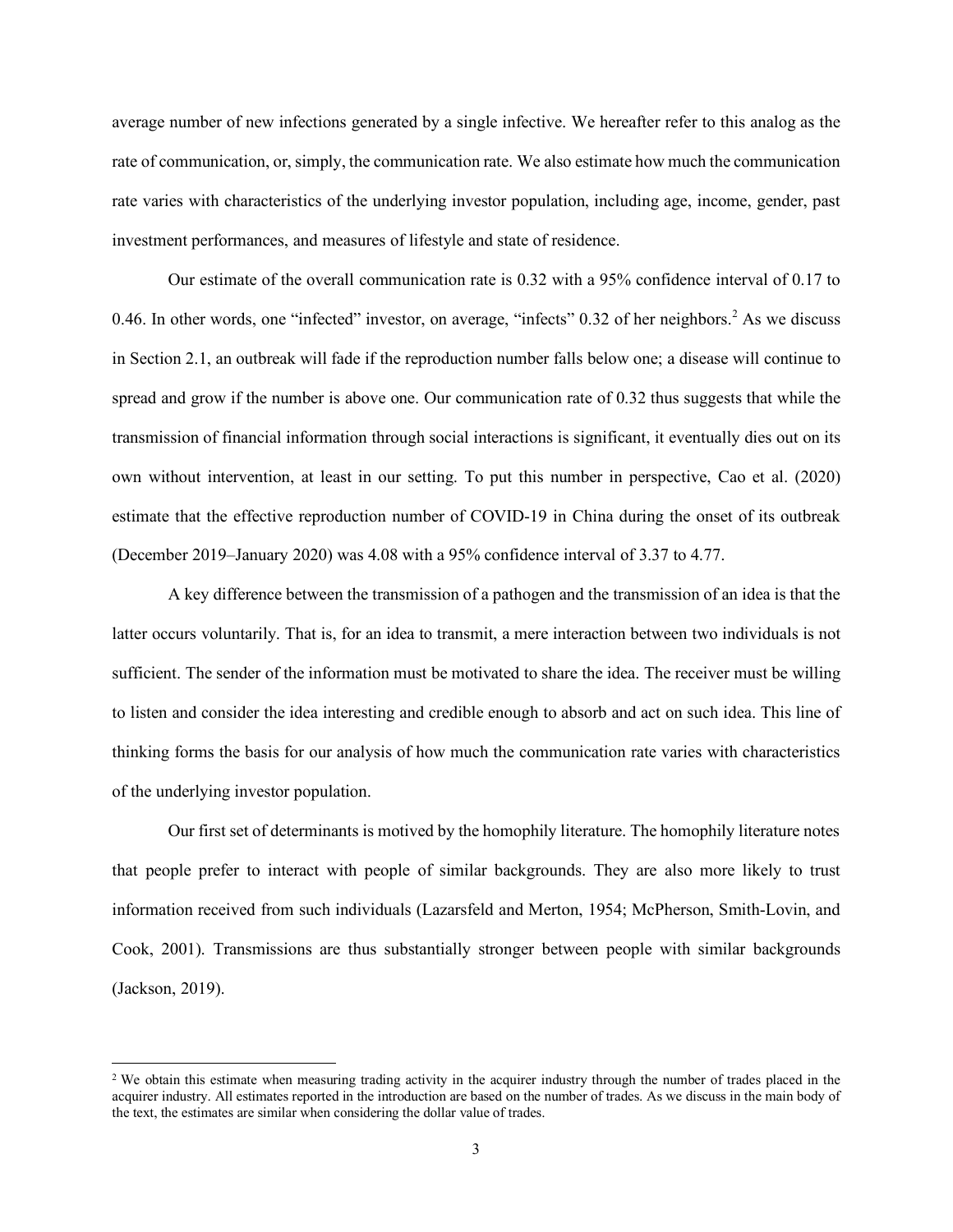average number of new infections generated by a single infective. We hereafter refer to this analog as the rate of communication, or, simply, the communication rate. We also estimate how much the communication rate varies with characteristics of the underlying investor population, including age, income, gender, past investment performances, and measures of lifestyle and state of residence.

Our estimate of the overall communication rate is 0.32 with a 95% confidence interval of 0.17 to 0.46. In other words, one "infected" investor, on average, "infects" 0.32 of her neighbors.[2] As we discuss in Section 2.1, an outbreak will fade if the reproduction number falls below one; a disease will continue to spread and grow if the number is above one. Our communication rate of 0.32 thus suggests that while the transmission of financial information through social interactions is significant, it eventually dies out on its own without intervention, at least in our setting. To put this number in perspective, Cao et al. (2020) estimate that the effective reproduction number of COVID-19 in China during the onset of its outbreak (December 2019–January 2020) was 4.08 with a 95% confidence interval of 3.37 to 4.77.

A key difference between the transmission of a pathogen and the transmission of an idea is that the latter occurs voluntarily. That is, for an idea to transmit, a mere interaction between two individuals is not sufficient. The sender of the information must be motivated to share the idea. The receiver must be willing to listen and consider the idea interesting and credible enough to absorb and act on such idea. This line of thinking forms the basis for our analysis of how much the communication rate varies with characteristics of the underlying investor population.

Our first set of determinants is motived by the homophily literature. The homophily literature notes that people prefer to interact with people of similar backgrounds. They are also more likely to trust information received from such individuals (Lazarsfeld and Merton, 1954; McPherson, Smith-Lovin, and Cook, 2001). Transmissions are thus substantially stronger between people with similar backgrounds (Jackson, 2019).

[2] We obtain this estimate when measuring trading activity in the acquirer industry through the number of trades placed in the acquirer industry. All estimates reported in the introduction are based on the number of trades. As we discuss in the main body of the text, the estimates are similar when considering the dollar value of trades.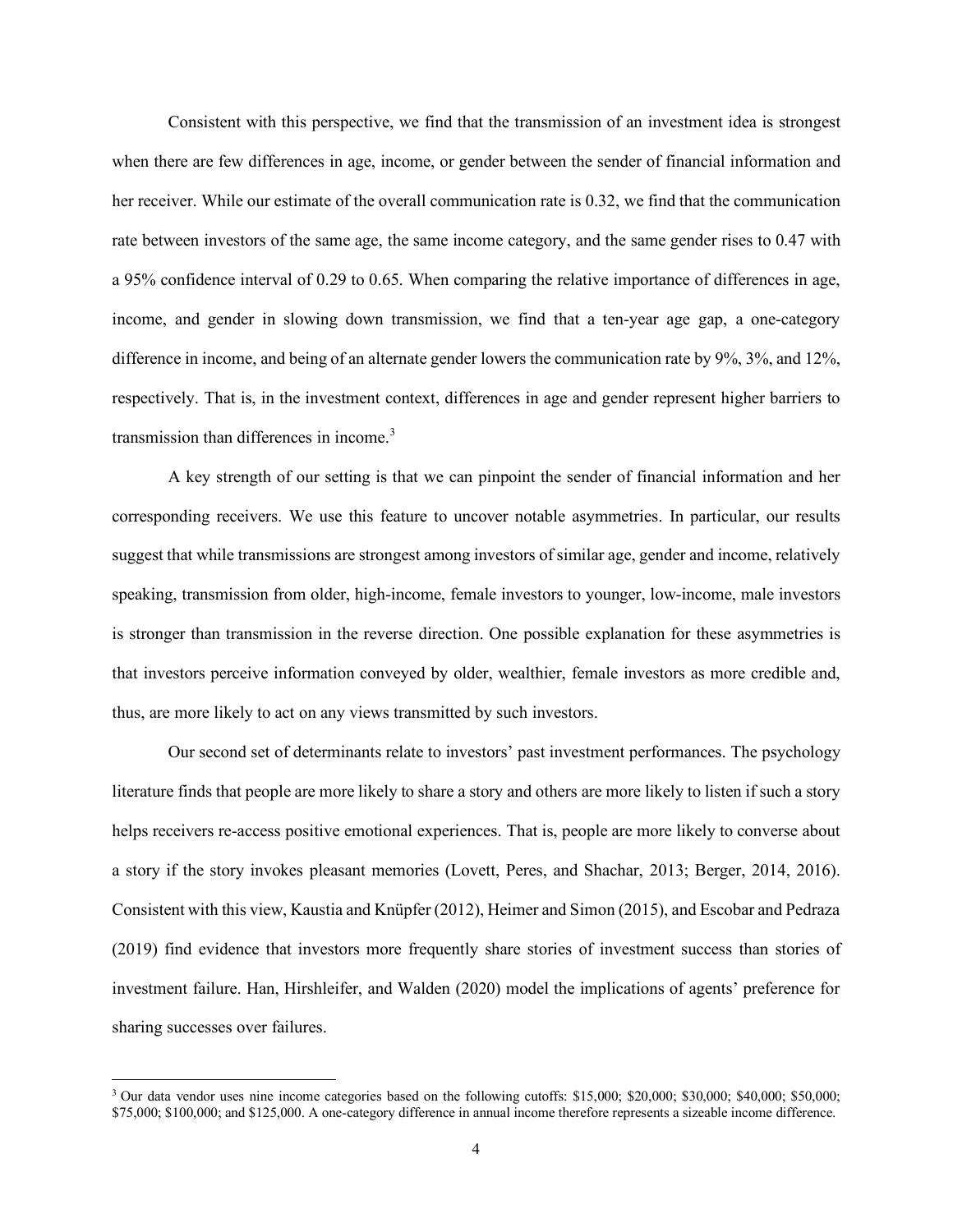Consistent with this perspective, we find that the transmission of an investment idea is strongest when there are few differences in age, income, or gender between the sender of financial information and her receiver. While our estimate of the overall communication rate is 0.32, we find that the communication rate between investors of the same age, the same income category, and the same gender rises to 0.47 with a 95% confidence interval of 0.29 to 0.65. When comparing the relative importance of differences in age, income, and gender in slowing down transmission, we find that a ten-year age gap, a one-category difference in income, and being of an alternate gender lowers the communication rate by 9%, 3%, and 12%, respectively. That is, in the investment context, differences in age and gender represent higher barriers to transmission than differences in income.[3]

A key strength of our setting is that we can pinpoint the sender of financial information and her corresponding receivers. We use this feature to uncover notable asymmetries. In particular, our results suggest that while transmissions are strongest among investors of similar age, gender and income, relatively speaking, transmission from older, high-income, female investors to younger, low-income, male investors is stronger than transmission in the reverse direction. One possible explanation for these asymmetries is that investors perceive information conveyed by older, wealthier, female investors as more credible and, thus, are more likely to act on any views transmitted by such investors.

Our second set of determinants relate to investors' past investment performances. The psychology literature finds that people are more likely to share a story and others are more likely to listen if such a story helps receivers re-access positive emotional experiences. That is, people are more likely to converse about a story if the story invokes pleasant memories (Lovett, Peres, and Shachar, 2013; Berger, 2014, 2016). Consistent with this view, Kaustia and Knüpfer (2012), Heimer and Simon (2015), and Escobar and Pedraza (2019) find evidence that investors more frequently share stories of investment success than stories of investment failure. Han, Hirshleifer, and Walden (2020) model the implications of agents' preference for sharing successes over failures.

[3] Our data vendor uses nine income categories based on the following cutoffs: $15,000; $20,000; $30,000; $40,000; $50,000; $75,000; $100,000; and $125,000. A one-category difference in annual income therefore represents a sizeable income difference.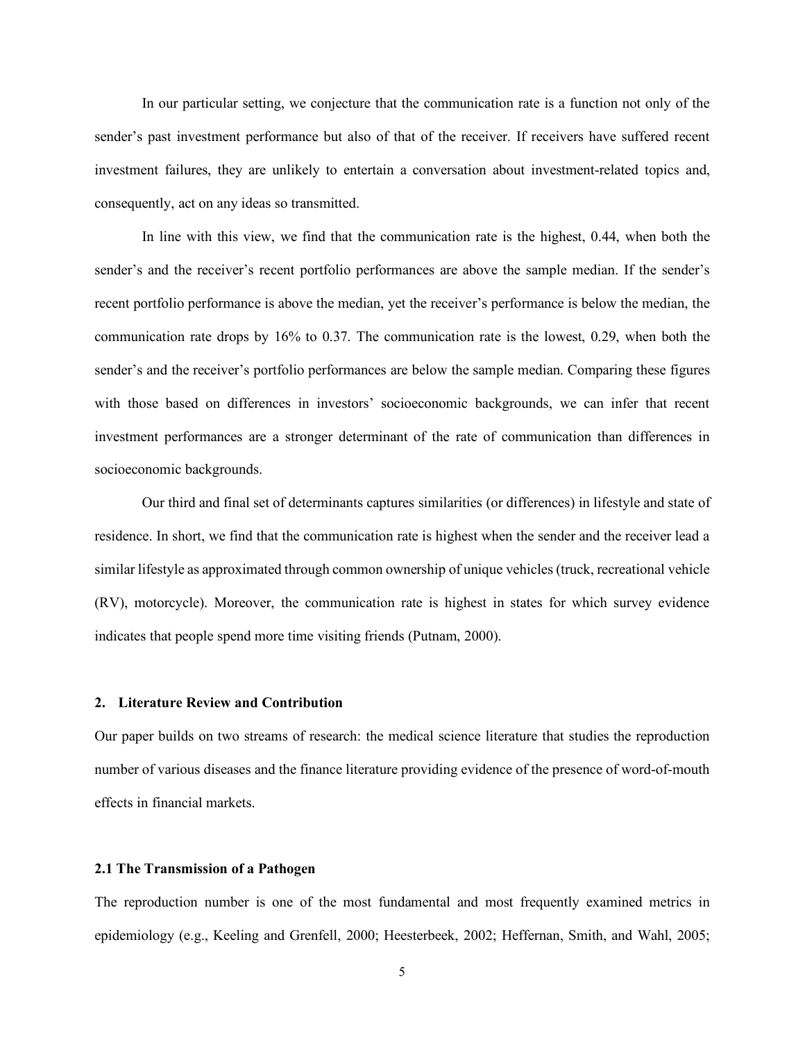In our particular setting, we conjecture that the communication rate is a function not only of the sender's past investment performance but also of that of the receiver. If receivers have suffered recent investment failures, they are unlikely to entertain a conversation about investment-related topics and, consequently, act on any ideas so transmitted.

In line with this view, we find that the communication rate is the highest, 0.44, when both the sender's and the receiver's recent portfolio performances are above the sample median. If the sender's recent portfolio performance is above the median, yet the receiver's performance is below the median, the communication rate drops by 16% to 0.37. The communication rate is the lowest, 0.29, when both the sender's and the receiver's portfolio performances are below the sample median. Comparing these figures with those based on differences in investors' socioeconomic backgrounds, we can infer that recent investment performances are a stronger determinant of the rate of communication than differences in socioeconomic backgrounds.

Our third and final set of determinants captures similarities (or differences) in lifestyle and state of residence. In short, we find that the communication rate is highest when the sender and the receiver lead a similar lifestyle as approximated through common ownership of unique vehicles (truck, recreational vehicle (RV), motorcycle). Moreover, the communication rate is highest in states for which survey evidence indicates that people spend more time visiting friends (Putnam, 2000).

## 2. Literature Review and Contribution

Our paper builds on two streams of research: the medical science literature that studies the reproduction number of various diseases and the finance literature providing evidence of the presence of word-of-mouth effects in financial markets.

### 2.1 The Transmission of a Pathogen

The reproduction number is one of the most fundamental and most frequently examined metrics in epidemiology (e.g., Keeling and Grenfell, 2000; Heesterbeek, 2002; Heffernan, Smith, and Wahl, 2005;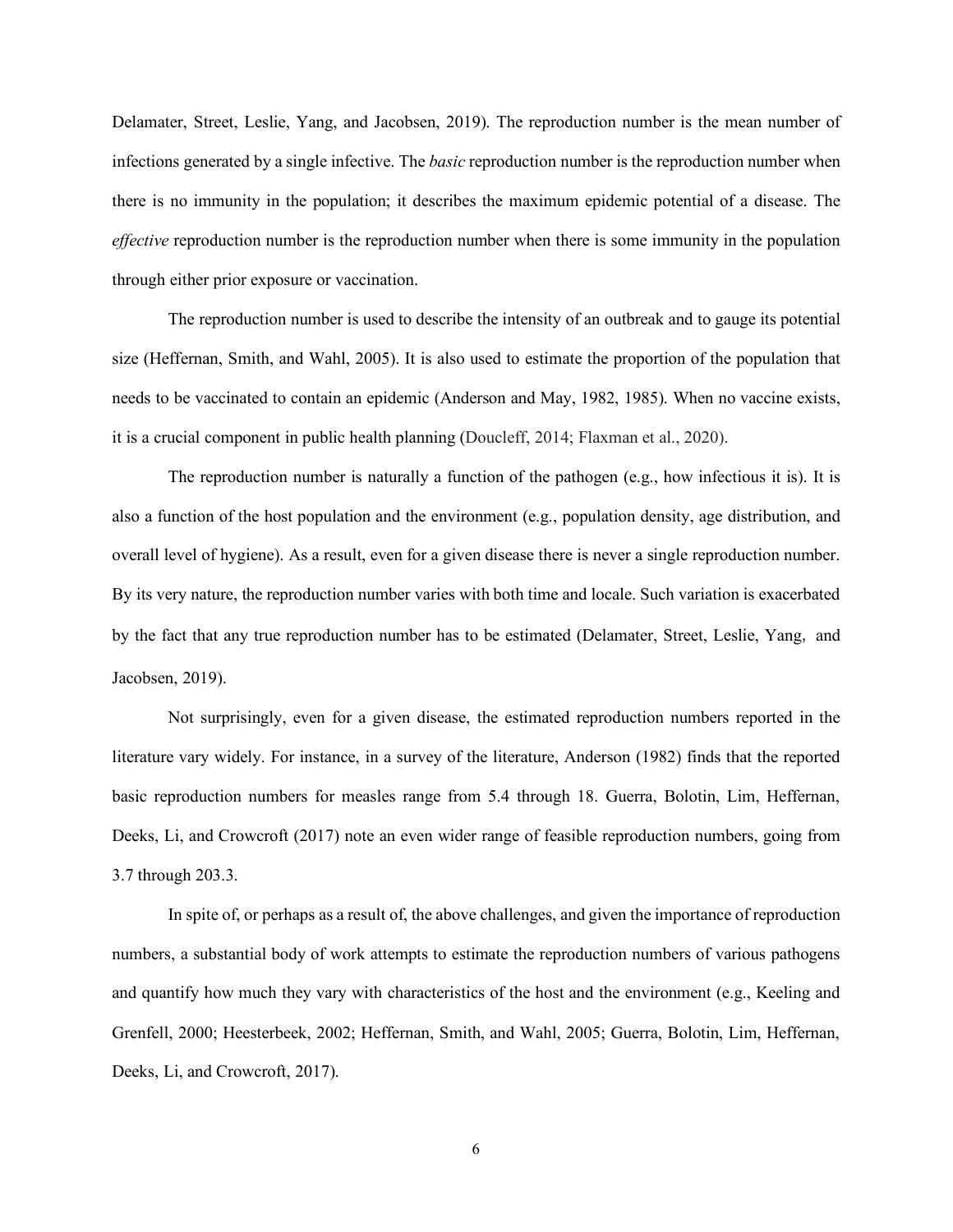Delamater, Street, Leslie, Yang, and Jacobsen, 2019). The reproduction number is the mean number of infections generated by a single infective. The *basic* reproduction number is the reproduction number when there is no immunity in the population; it describes the maximum epidemic potential of a disease. The *effective* reproduction number is the reproduction number when there is some immunity in the population through either prior exposure or vaccination.

The reproduction number is used to describe the intensity of an outbreak and to gauge its potential size (Heffernan, Smith, and Wahl, 2005). It is also used to estimate the proportion of the population that needs to be vaccinated to contain an epidemic (Anderson and May, 1982, 1985). When no vaccine exists, it is a crucial component in public health planning (Doucleff, 2014; Flaxman et al., 2020).

The reproduction number is naturally a function of the pathogen (e.g., how infectious it is). It is also a function of the host population and the environment (e.g., population density, age distribution, and overall level of hygiene). As a result, even for a given disease there is never a single reproduction number. By its very nature, the reproduction number varies with both time and locale. Such variation is exacerbated by the fact that any true reproduction number has to be estimated (Delamater, Street, Leslie, Yang, and Jacobsen, 2019).

Not surprisingly, even for a given disease, the estimated reproduction numbers reported in the literature vary widely. For instance, in a survey of the literature, Anderson (1982) finds that the reported basic reproduction numbers for measles range from 5.4 through 18. Guerra, Bolotin, Lim, Heffernan, Deeks, Li, and Crowcroft (2017) note an even wider range of feasible reproduction numbers, going from 3.7 through 203.3.

In spite of, or perhaps as a result of, the above challenges, and given the importance of reproduction numbers, a substantial body of work attempts to estimate the reproduction numbers of various pathogens and quantify how much they vary with characteristics of the host and the environment (e.g., Keeling and Grenfell, 2000; Heesterbeek, 2002; Heffernan, Smith, and Wahl, 2005; Guerra, Bolotin, Lim, Heffernan, Deeks, Li, and Crowcroft, 2017).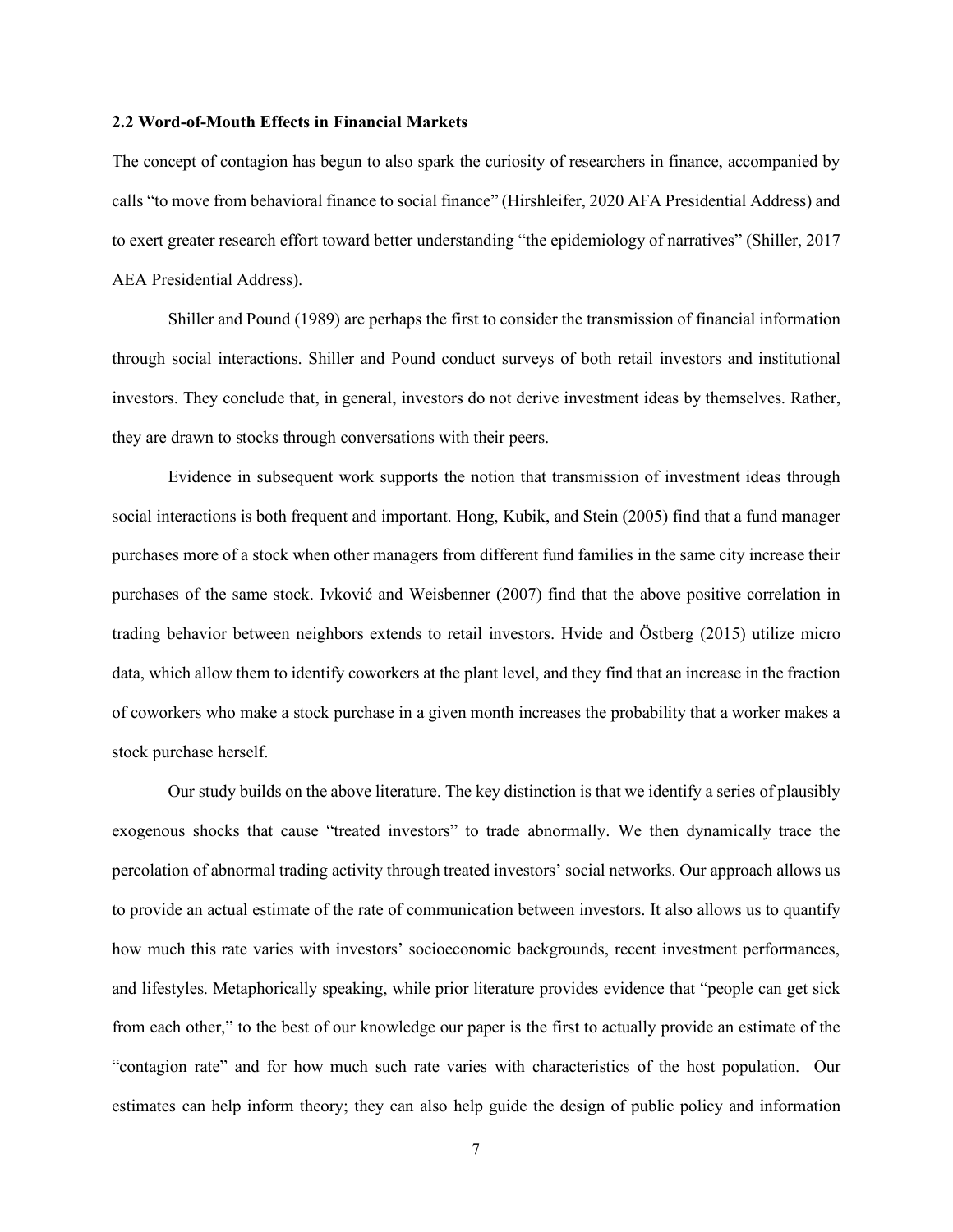### 2.2 Word-of-Mouth Effects in Financial Markets

The concept of contagion has begun to also spark the curiosity of researchers in finance, accompanied by calls "to move from behavioral finance to social finance" (Hirshleifer, 2020 AFA Presidential Address) and to exert greater research effort toward better understanding "the epidemiology of narratives" (Shiller, 2017 AEA Presidential Address).

Shiller and Pound (1989) are perhaps the first to consider the transmission of financial information through social interactions. Shiller and Pound conduct surveys of both retail investors and institutional investors. They conclude that, in general, investors do not derive investment ideas by themselves. Rather, they are drawn to stocks through conversations with their peers.

Evidence in subsequent work supports the notion that transmission of investment ideas through social interactions is both frequent and important. Hong, Kubik, and Stein (2005) find that a fund manager purchases more of a stock when other managers from different fund families in the same city increase their purchases of the same stock. Ivković and Weisbenner (2007) find that the above positive correlation in trading behavior between neighbors extends to retail investors. Hvide and Östberg (2015) utilize micro data, which allow them to identify coworkers at the plant level, and they find that an increase in the fraction of coworkers who make a stock purchase in a given month increases the probability that a worker makes a stock purchase herself.

Our study builds on the above literature. The key distinction is that we identify a series of plausibly exogenous shocks that cause "treated investors" to trade abnormally. We then dynamically trace the percolation of abnormal trading activity through treated investors' social networks. Our approach allows us to provide an actual estimate of the rate of communication between investors. It also allows us to quantify how much this rate varies with investors' socioeconomic backgrounds, recent investment performances, and lifestyles. Metaphorically speaking, while prior literature provides evidence that "people can get sick from each other," to the best of our knowledge our paper is the first to actually provide an estimate of the "contagion rate" and for how much such rate varies with characteristics of the host population. Our estimates can help inform theory; they can also help guide the design of public policy and information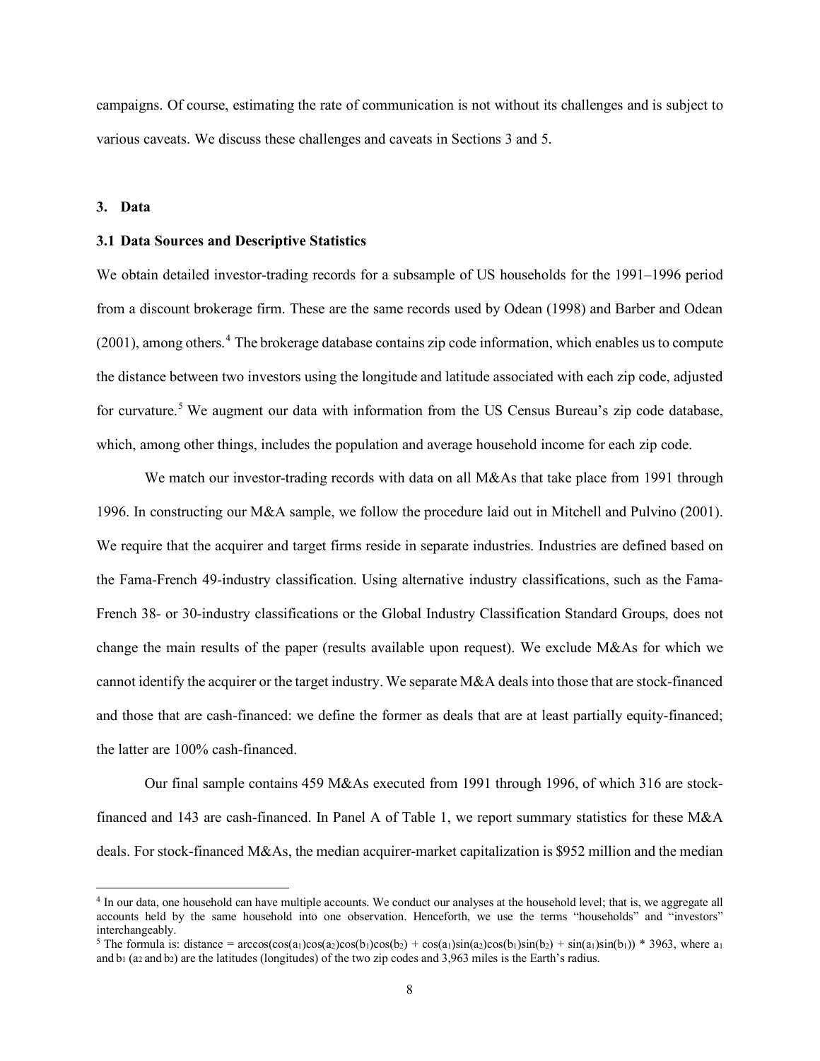campaigns. Of course, estimating the rate of communication is not without its challenges and is subject to various caveats. We discuss these challenges and caveats in Sections 3 and 5.

## 3. Data

### 3.1 Data Sources and Descriptive Statistics

We obtain detailed investor-trading records for a subsample of US households for the 1991–1996 period from a discount brokerage firm. These are the same records used by Odean (1998) and Barber and Odean (2001), among others.[4] The brokerage database contains zip code information, which enables us to compute the distance between two investors using the longitude and latitude associated with each zip code, adjusted for curvature.[5] We augment our data with information from the US Census Bureau's zip code database, which, among other things, includes the population and average household income for each zip code.

We match our investor-trading records with data on all M&As that take place from 1991 through 1996. In constructing our M&A sample, we follow the procedure laid out in Mitchell and Pulvino (2001). We require that the acquirer and target firms reside in separate industries. Industries are defined based on the Fama-French 49-industry classification. Using alternative industry classifications, such as the Fama-French 38- or 30-industry classifications or the Global Industry Classification Standard Groups, does not change the main results of the paper (results available upon request). We exclude M&As for which we cannot identify the acquirer or the target industry. We separate M&A deals into those that are stock-financed and those that are cash-financed: we define the former as deals that are at least partially equity-financed; the latter are 100% cash-financed.

Our final sample contains 459 M&As executed from 1991 through 1996, of which 316 are stock-financed and 143 are cash-financed. In Panel A of Table 1, we report summary statistics for these M&A deals. For stock-financed M&As, the median acquirer-market capitalization is \$952 million and the median

---

[4] In our data, one household can have multiple accounts. We conduct our analyses at the household level; that is, we aggregate all accounts held by the same household into one observation. Henceforth, we use the terms "households" and "investors" interchangeably.

[5] The formula is: distance = $\arccos(\cos(a_1)\cos(a_2)\cos(b_1)\cos(b_2) + \cos(a_1)\sin(a_2)\cos(b_1)\sin(b_2) + \sin(a_1)\sin(b_1)) * 3963$, where $a_1$ and $b_1$ ($a_2$ and $b_2$) are the latitudes (longitudes) of the two zip codes and 3,963 miles is the Earth's radius.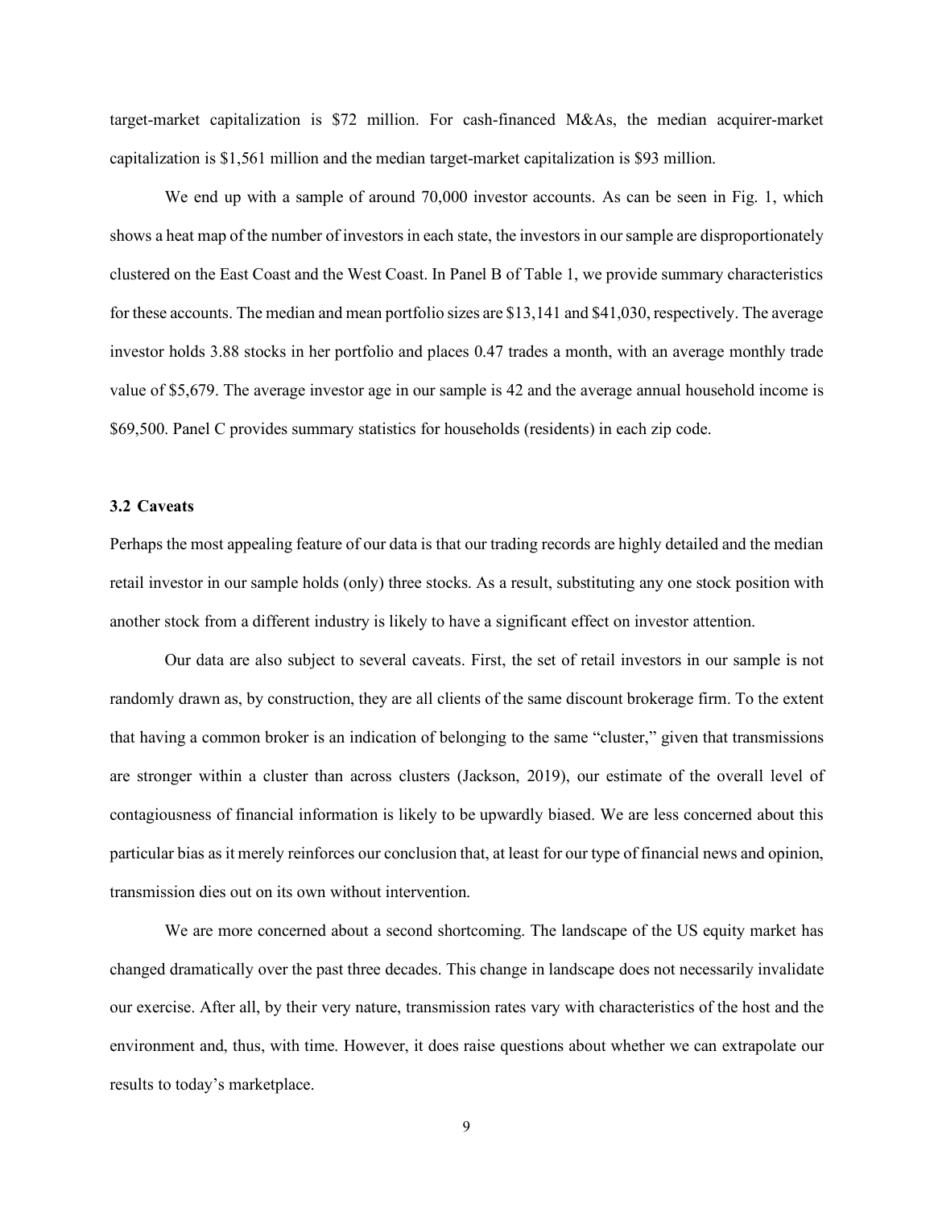target-market capitalization is \$72 million. For cash-financed M&As, the median acquirer-market capitalization is \$1,561 million and the median target-market capitalization is \$93 million.

We end up with a sample of around 70,000 investor accounts. As can be seen in Fig. 1, which shows a heat map of the number of investors in each state, the investors in our sample are disproportionately clustered on the East Coast and the West Coast. In Panel B of Table 1, we provide summary characteristics for these accounts. The median and mean portfolio sizes are \$13,141 and \$41,030, respectively. The average investor holds 3.88 stocks in her portfolio and places 0.47 trades a month, with an average monthly trade value of \$5,679. The average investor age in our sample is 42 and the average annual household income is \$69,500. Panel C provides summary statistics for households (residents) in each zip code.

### 3.2 Caveats

Perhaps the most appealing feature of our data is that our trading records are highly detailed and the median retail investor in our sample holds (only) three stocks. As a result, substituting any one stock position with another stock from a different industry is likely to have a significant effect on investor attention.

Our data are also subject to several caveats. First, the set of retail investors in our sample is not randomly drawn as, by construction, they are all clients of the same discount brokerage firm. To the extent that having a common broker is an indication of belonging to the same "cluster," given that transmissions are stronger within a cluster than across clusters (Jackson, 2019), our estimate of the overall level of contagiousness of financial information is likely to be upwardly biased. We are less concerned about this particular bias as it merely reinforces our conclusion that, at least for our type of financial news and opinion, transmission dies out on its own without intervention.

We are more concerned about a second shortcoming. The landscape of the US equity market has changed dramatically over the past three decades. This change in landscape does not necessarily invalidate our exercise. After all, by their very nature, transmission rates vary with characteristics of the host and the environment and, thus, with time. However, it does raise questions about whether we can extrapolate our results to today's marketplace.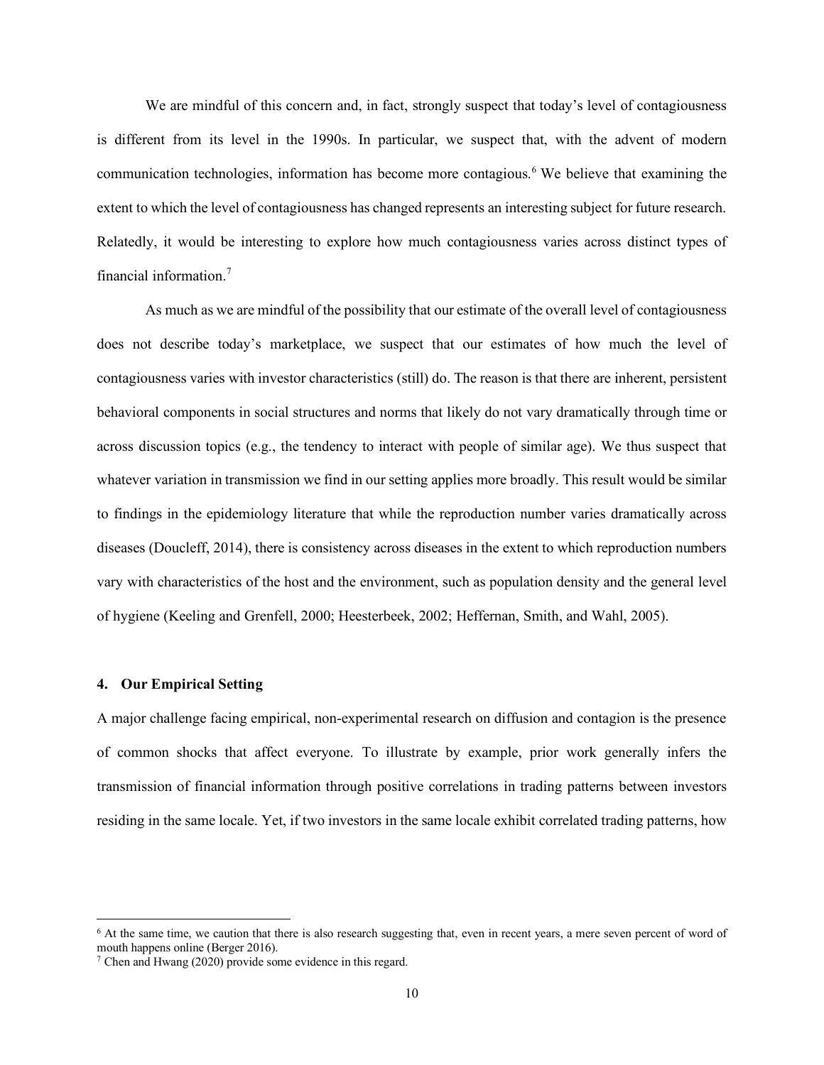We are mindful of this concern and, in fact, strongly suspect that today's level of contagiousness is different from its level in the 1990s. In particular, we suspect that, with the advent of modern communication technologies, information has become more contagious.[6] We believe that examining the extent to which the level of contagiousness has changed represents an interesting subject for future research. Relatedly, it would be interesting to explore how much contagiousness varies across distinct types of financial information.[7]

As much as we are mindful of the possibility that our estimate of the overall level of contagiousness does not describe today's marketplace, we suspect that our estimates of how much the level of contagiousness varies with investor characteristics (still) do. The reason is that there are inherent, persistent behavioral components in social structures and norms that likely do not vary dramatically through time or across discussion topics (e.g., the tendency to interact with people of similar age). We thus suspect that whatever variation in transmission we find in our setting applies more broadly. This result would be similar to findings in the epidemiology literature that while the reproduction number varies dramatically across diseases (Doucleff, 2014), there is consistency across diseases in the extent to which reproduction numbers vary with characteristics of the host and the environment, such as population density and the general level of hygiene (Keeling and Grenfell, 2000; Heesterbeek, 2002; Heffernan, Smith, and Wahl, 2005).

## 4. Our Empirical Setting

A major challenge facing empirical, non-experimental research on diffusion and contagion is the presence of common shocks that affect everyone. To illustrate by example, prior work generally infers the transmission of financial information through positive correlations in trading patterns between investors residing in the same locale. Yet, if two investors in the same locale exhibit correlated trading patterns, how

---

[6] At the same time, we caution that there is also research suggesting that, even in recent years, a mere seven percent of word of mouth happens online (Berger 2016).

[7] Chen and Hwang (2020) provide some evidence in this regard.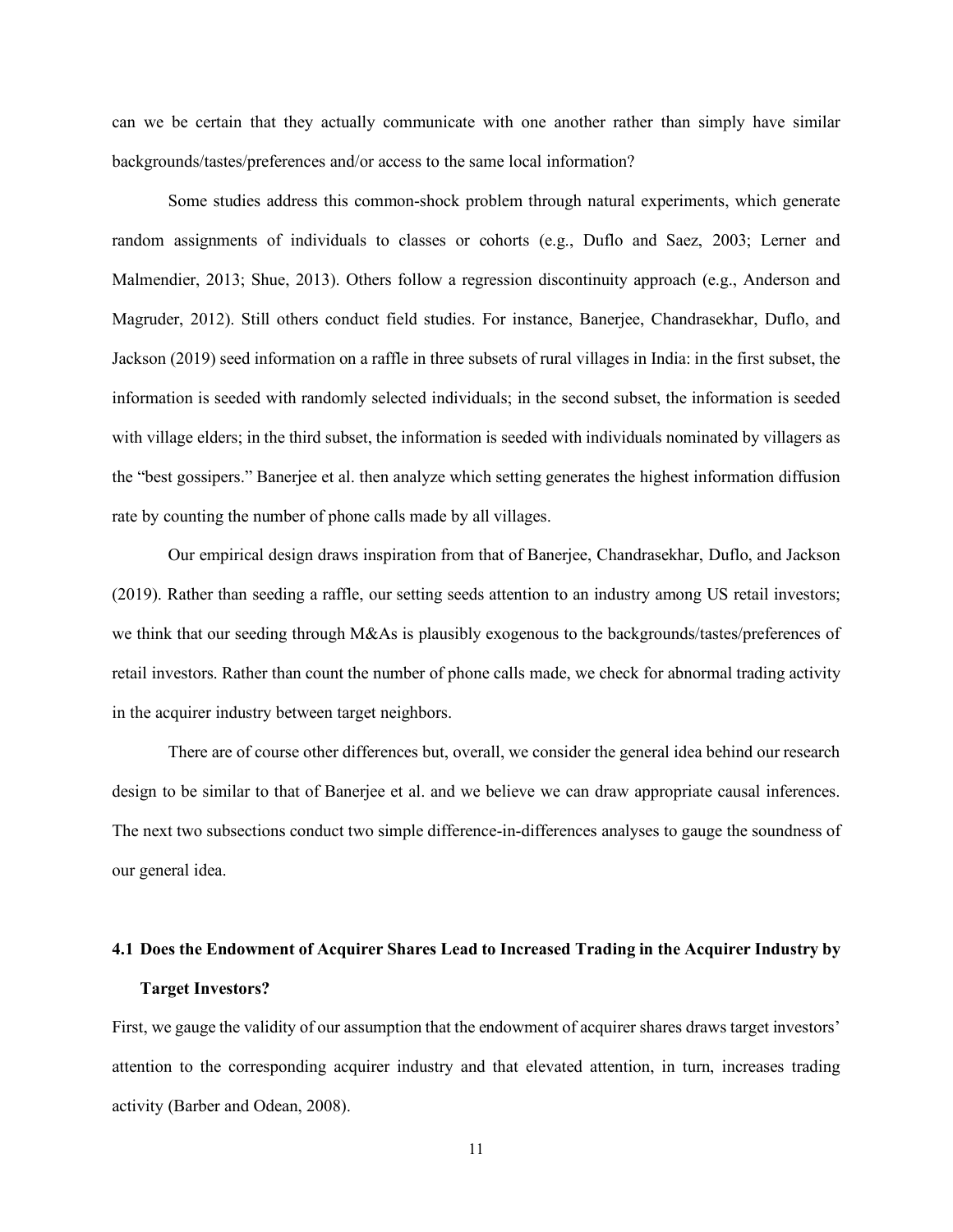can we be certain that they actually communicate with one another rather than simply have similar backgrounds/tastes/preferences and/or access to the same local information?

Some studies address this common-shock problem through natural experiments, which generate random assignments of individuals to classes or cohorts (e.g., Duflo and Saez, 2003; Lerner and Malmendier, 2013; Shue, 2013). Others follow a regression discontinuity approach (e.g., Anderson and Magruder, 2012). Still others conduct field studies. For instance, Banerjee, Chandrasekhar, Duflo, and Jackson (2019) seed information on a raffle in three subsets of rural villages in India: in the first subset, the information is seeded with randomly selected individuals; in the second subset, the information is seeded with village elders; in the third subset, the information is seeded with individuals nominated by villagers as the "best gossipers." Banerjee et al. then analyze which setting generates the highest information diffusion rate by counting the number of phone calls made by all villages.

Our empirical design draws inspiration from that of Banerjee, Chandrasekhar, Duflo, and Jackson (2019). Rather than seeding a raffle, our setting seeds attention to an industry among US retail investors; we think that our seeding through M&As is plausibly exogenous to the backgrounds/tastes/preferences of retail investors. Rather than count the number of phone calls made, we check for abnormal trading activity in the acquirer industry between target neighbors.

There are of course other differences but, overall, we consider the general idea behind our research design to be similar to that of Banerjee et al. and we believe we can draw appropriate causal inferences. The next two subsections conduct two simple difference-in-differences analyses to gauge the soundness of our general idea.

## 4.1 Does the Endowment of Acquirer Shares Lead to Increased Trading in the Acquirer Industry by Target Investors?

First, we gauge the validity of our assumption that the endowment of acquirer shares draws target investors' attention to the corresponding acquirer industry and that elevated attention, in turn, increases trading activity (Barber and Odean, 2008).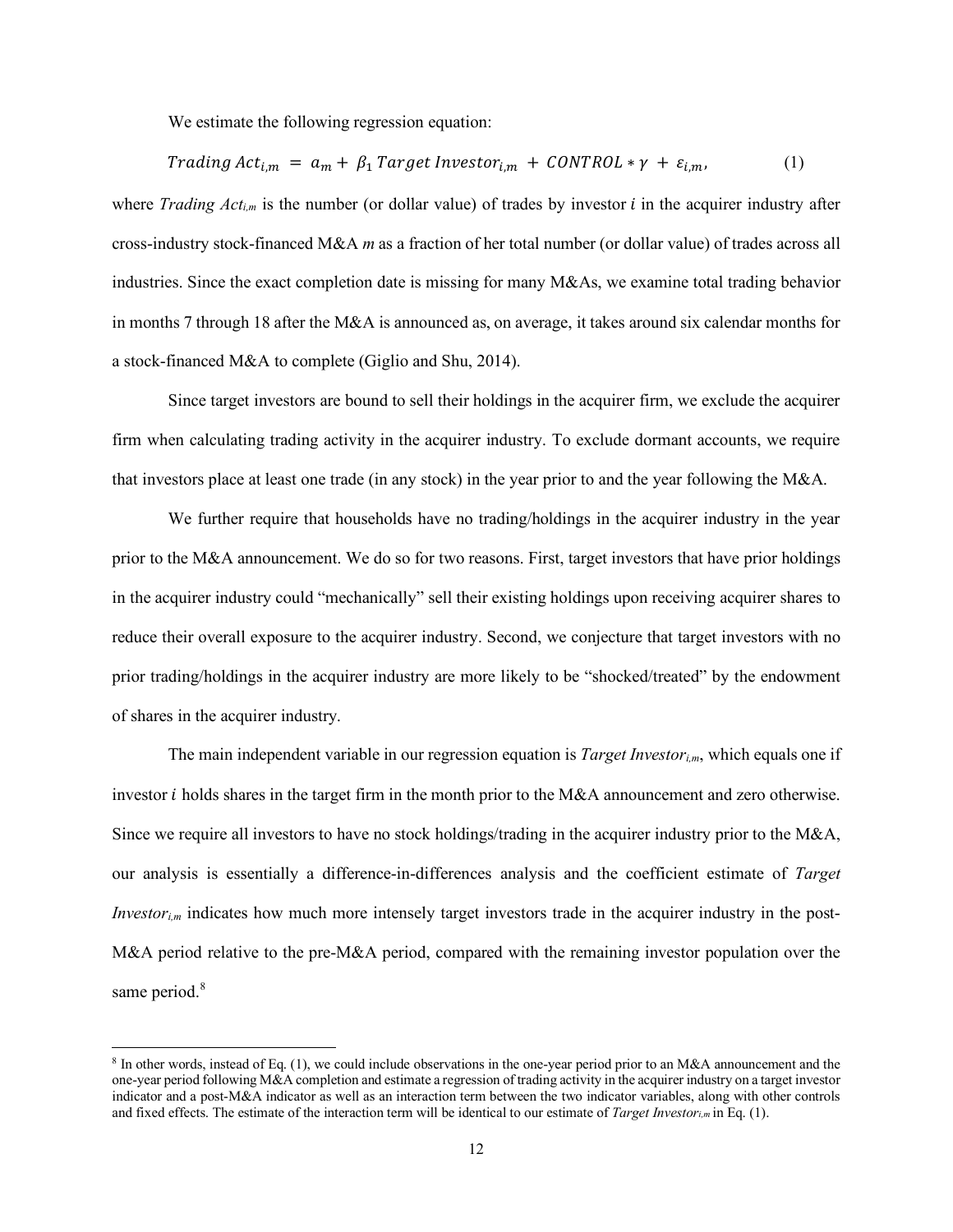We estimate the following regression equation:

$$Trading\ Act_{i,m} = a_m + \beta_1\ Target\ Investor_{i,m} + CONTROL * \gamma + \varepsilon_{i,m}, \tag{1}$$

where *Trading Act*$_{i,m}$ is the number (or dollar value) of trades by investor $i$ in the acquirer industry after cross-industry stock-financed M&A *m* as a fraction of her total number (or dollar value) of trades across all industries. Since the exact completion date is missing for many M&As, we examine total trading behavior in months 7 through 18 after the M&A is announced as, on average, it takes around six calendar months for a stock-financed M&A to complete (Giglio and Shu, 2014).

Since target investors are bound to sell their holdings in the acquirer firm, we exclude the acquirer firm when calculating trading activity in the acquirer industry. To exclude dormant accounts, we require that investors place at least one trade (in any stock) in the year prior to and the year following the M&A.

We further require that households have no trading/holdings in the acquirer industry in the year prior to the M&A announcement. We do so for two reasons. First, target investors that have prior holdings in the acquirer industry could "mechanically" sell their existing holdings upon receiving acquirer shares to reduce their overall exposure to the acquirer industry. Second, we conjecture that target investors with no prior trading/holdings in the acquirer industry are more likely to be "shocked/treated" by the endowment of shares in the acquirer industry.

The main independent variable in our regression equation is *Target Investor*$_{i,m}$, which equals one if investor $i$ holds shares in the target firm in the month prior to the M&A announcement and zero otherwise. Since we require all investors to have no stock holdings/trading in the acquirer industry prior to the M&A, our analysis is essentially a difference-in-differences analysis and the coefficient estimate of *Target Investor*$_{i,m}$ indicates how much more intensely target investors trade in the acquirer industry in the post-M&A period relative to the pre-M&A period, compared with the remaining investor population over the same period.[8]

[8] In other words, instead of Eq. (1), we could include observations in the one-year period prior to an M&A announcement and the one-year period following M&A completion and estimate a regression of trading activity in the acquirer industry on a target investor indicator and a post-M&A indicator as well as an interaction term between the two indicator variables, along with other controls and fixed effects. The estimate of the interaction term will be identical to our estimate of *Target Investor*$_{i,m}$ in Eq. (1).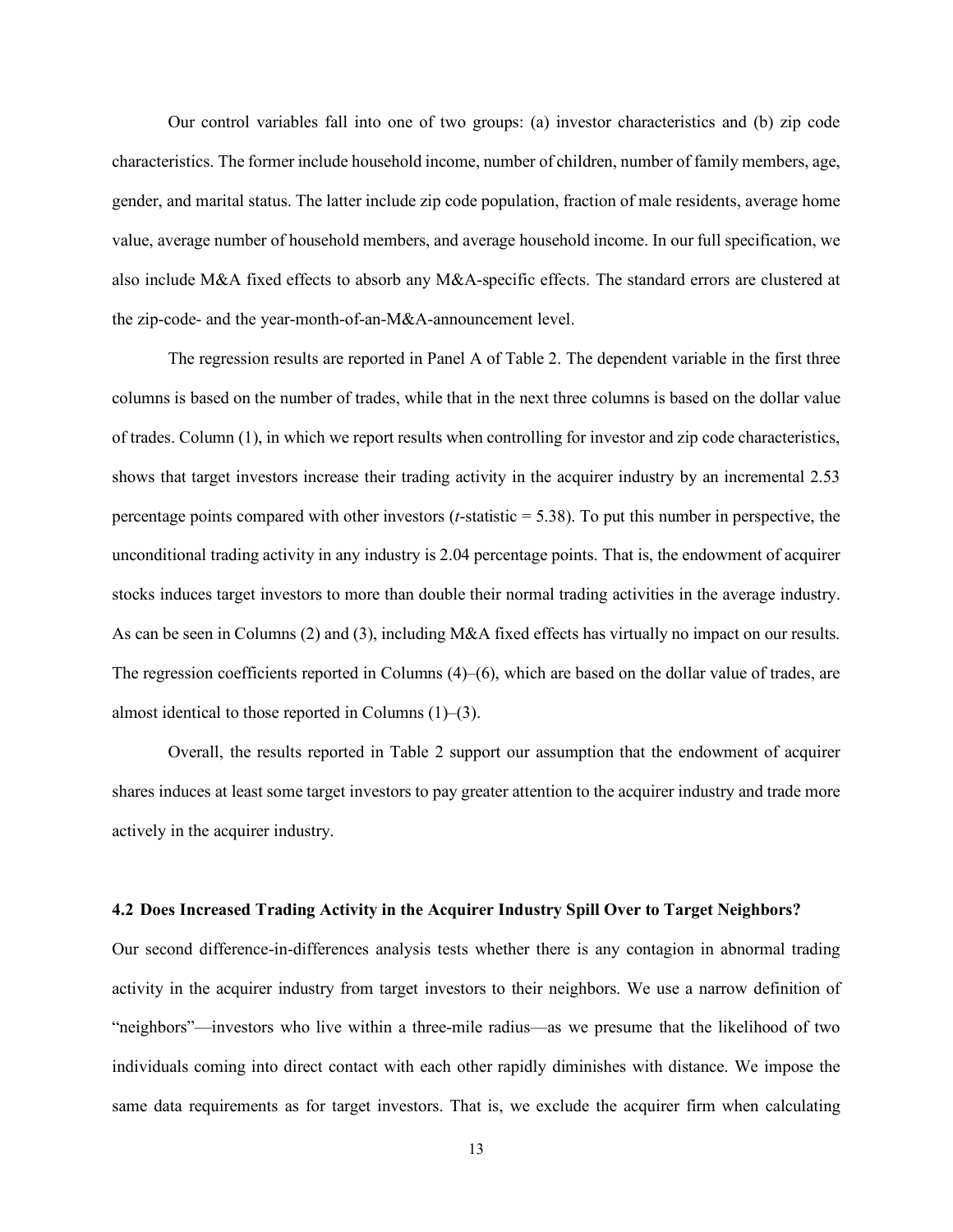Our control variables fall into one of two groups: (a) investor characteristics and (b) zip code characteristics. The former include household income, number of children, number of family members, age, gender, and marital status. The latter include zip code population, fraction of male residents, average home value, average number of household members, and average household income. In our full specification, we also include M&A fixed effects to absorb any M&A-specific effects. The standard errors are clustered at the zip-code- and the year-month-of-an-M&A-announcement level.

The regression results are reported in Panel A of Table 2. The dependent variable in the first three columns is based on the number of trades, while that in the next three columns is based on the dollar value of trades. Column (1), in which we report results when controlling for investor and zip code characteristics, shows that target investors increase their trading activity in the acquirer industry by an incremental 2.53 percentage points compared with other investors (*t*-statistic = 5.38). To put this number in perspective, the unconditional trading activity in any industry is 2.04 percentage points. That is, the endowment of acquirer stocks induces target investors to more than double their normal trading activities in the average industry. As can be seen in Columns (2) and (3), including M&A fixed effects has virtually no impact on our results. The regression coefficients reported in Columns (4)–(6), which are based on the dollar value of trades, are almost identical to those reported in Columns (1)–(3).

Overall, the results reported in Table 2 support our assumption that the endowment of acquirer shares induces at least some target investors to pay greater attention to the acquirer industry and trade more actively in the acquirer industry.

### 4.2 Does Increased Trading Activity in the Acquirer Industry Spill Over to Target Neighbors?

Our second difference-in-differences analysis tests whether there is any contagion in abnormal trading activity in the acquirer industry from target investors to their neighbors. We use a narrow definition of "neighbors"—investors who live within a three-mile radius—as we presume that the likelihood of two individuals coming into direct contact with each other rapidly diminishes with distance. We impose the same data requirements as for target investors. That is, we exclude the acquirer firm when calculating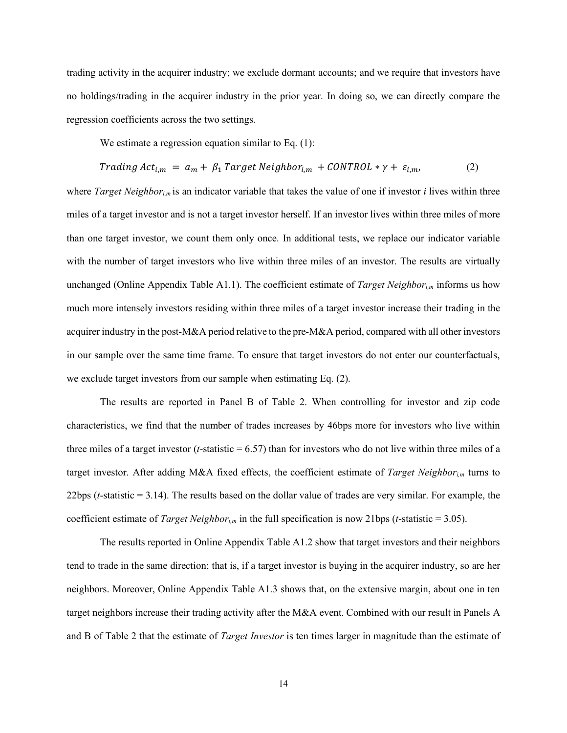trading activity in the acquirer industry; we exclude dormant accounts; and we require that investors have no holdings/trading in the acquirer industry in the prior year. In doing so, we can directly compare the regression coefficients across the two settings.

We estimate a regression equation similar to Eq. (1):

$$Trading\ Act_{i,m} = a_m + \beta_1\ Target\ Neighbor_{i,m} + CONTROL * \gamma + \varepsilon_{i,m}, \tag{2}$$

where $Target\ Neighbor_{i,m}$ is an indicator variable that takes the value of one if investor $i$ lives within three miles of a target investor and is not a target investor herself. If an investor lives within three miles of more than one target investor, we count them only once. In additional tests, we replace our indicator variable with the number of target investors who live within three miles of an investor. The results are virtually unchanged (Online Appendix Table A1.1). The coefficient estimate of $Target\ Neighbor_{i,m}$ informs us how much more intensely investors residing within three miles of a target investor increase their trading in the acquirer industry in the post-M&A period relative to the pre-M&A period, compared with all other investors in our sample over the same time frame. To ensure that target investors do not enter our counterfactuals, we exclude target investors from our sample when estimating Eq. (2).

The results are reported in Panel B of Table 2. When controlling for investor and zip code characteristics, we find that the number of trades increases by 46bps more for investors who live within three miles of a target investor ($t$-statistic = 6.57) than for investors who do not live within three miles of a target investor. After adding M&A fixed effects, the coefficient estimate of $Target\ Neighbor_{i,m}$ turns to 22bps ($t$-statistic = 3.14). The results based on the dollar value of trades are very similar. For example, the coefficient estimate of $Target\ Neighbor_{i,m}$ in the full specification is now 21bps ($t$-statistic = 3.05).

The results reported in Online Appendix Table A1.2 show that target investors and their neighbors tend to trade in the same direction; that is, if a target investor is buying in the acquirer industry, so are her neighbors. Moreover, Online Appendix Table A1.3 shows that, on the extensive margin, about one in ten target neighbors increase their trading activity after the M&A event. Combined with our result in Panels A and B of Table 2 that the estimate of *Target Investor* is ten times larger in magnitude than the estimate of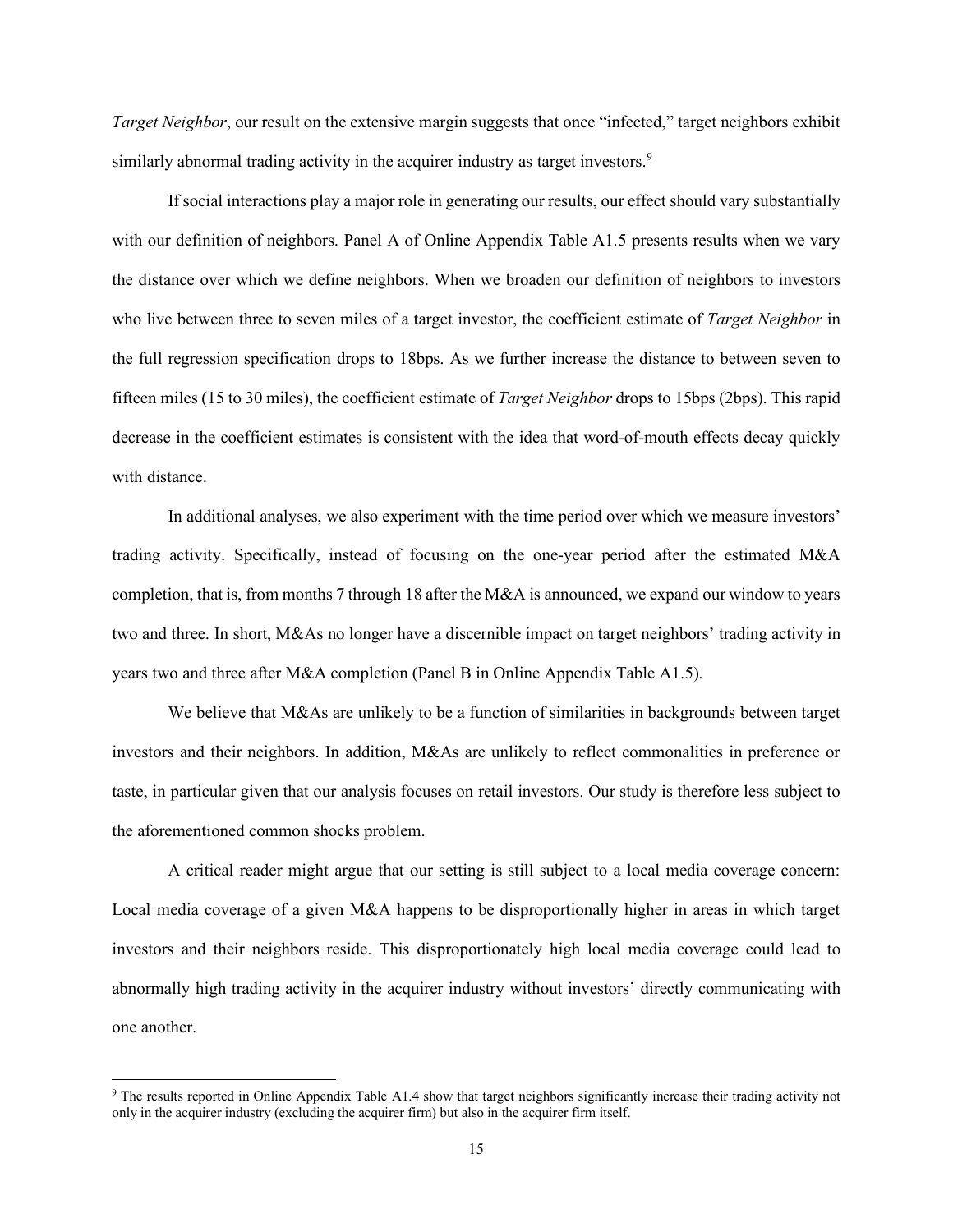*Target Neighbor*, our result on the extensive margin suggests that once "infected," target neighbors exhibit similarly abnormal trading activity in the acquirer industry as target investors.[9]

If social interactions play a major role in generating our results, our effect should vary substantially with our definition of neighbors. Panel A of Online Appendix Table A1.5 presents results when we vary the distance over which we define neighbors. When we broaden our definition of neighbors to investors who live between three to seven miles of a target investor, the coefficient estimate of *Target Neighbor* in the full regression specification drops to 18bps. As we further increase the distance to between seven to fifteen miles (15 to 30 miles), the coefficient estimate of *Target Neighbor* drops to 15bps (2bps). This rapid decrease in the coefficient estimates is consistent with the idea that word-of-mouth effects decay quickly with distance.

In additional analyses, we also experiment with the time period over which we measure investors' trading activity. Specifically, instead of focusing on the one-year period after the estimated M&A completion, that is, from months 7 through 18 after the M&A is announced, we expand our window to years two and three. In short, M&As no longer have a discernible impact on target neighbors' trading activity in years two and three after M&A completion (Panel B in Online Appendix Table A1.5).

We believe that M&As are unlikely to be a function of similarities in backgrounds between target investors and their neighbors. In addition, M&As are unlikely to reflect commonalities in preference or taste, in particular given that our analysis focuses on retail investors. Our study is therefore less subject to the aforementioned common shocks problem.

A critical reader might argue that our setting is still subject to a local media coverage concern: Local media coverage of a given M&A happens to be disproportionally higher in areas in which target investors and their neighbors reside. This disproportionately high local media coverage could lead to abnormally high trading activity in the acquirer industry without investors' directly communicating with one another.

[9] The results reported in Online Appendix Table A1.4 show that target neighbors significantly increase their trading activity not only in the acquirer industry (excluding the acquirer firm) but also in the acquirer firm itself.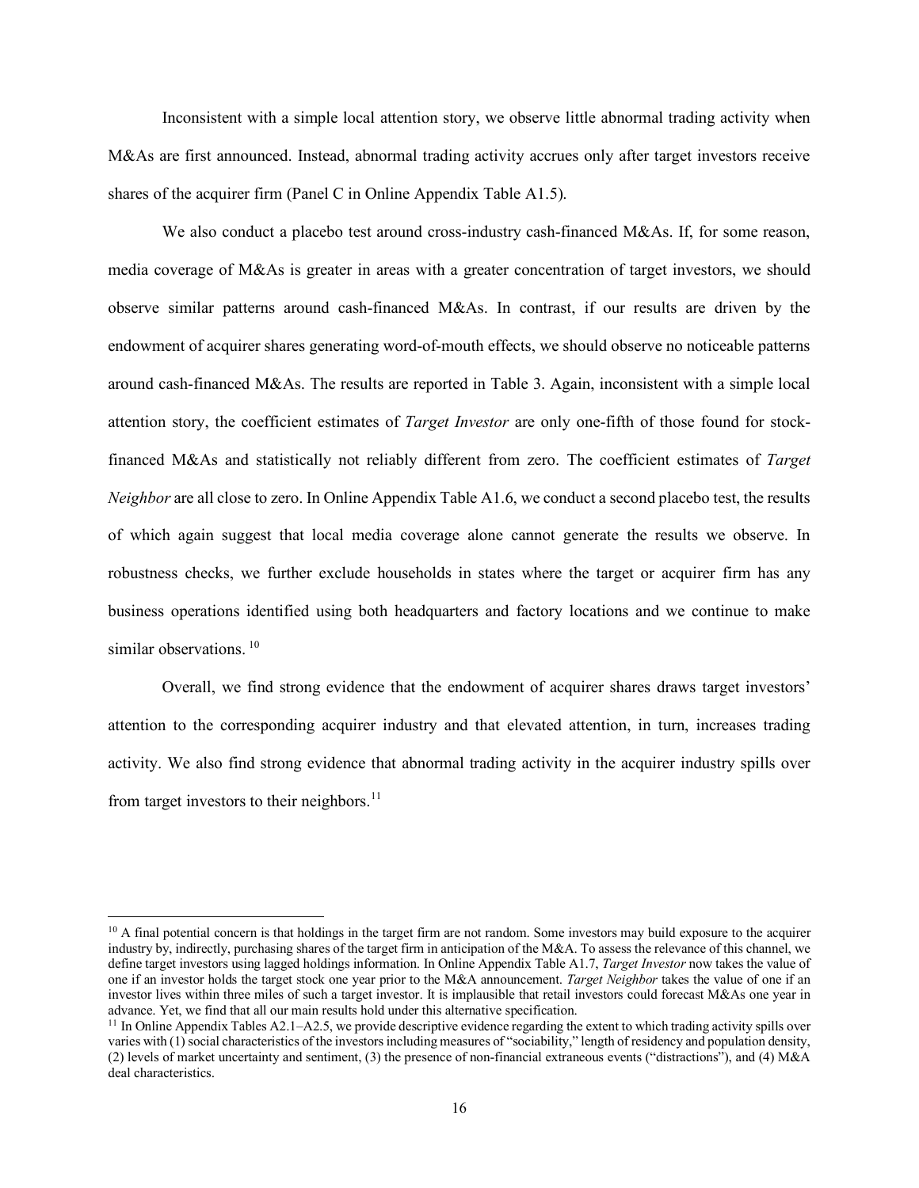Inconsistent with a simple local attention story, we observe little abnormal trading activity when M&As are first announced. Instead, abnormal trading activity accrues only after target investors receive shares of the acquirer firm (Panel C in Online Appendix Table A1.5).

We also conduct a placebo test around cross-industry cash-financed M&As. If, for some reason, media coverage of M&As is greater in areas with a greater concentration of target investors, we should observe similar patterns around cash-financed M&As. In contrast, if our results are driven by the endowment of acquirer shares generating word-of-mouth effects, we should observe no noticeable patterns around cash-financed M&As. The results are reported in Table 3. Again, inconsistent with a simple local attention story, the coefficient estimates of *Target Investor* are only one-fifth of those found for stock-financed M&As and statistically not reliably different from zero. The coefficient estimates of *Target Neighbor* are all close to zero. In Online Appendix Table A1.6, we conduct a second placebo test, the results of which again suggest that local media coverage alone cannot generate the results we observe. In robustness checks, we further exclude households in states where the target or acquirer firm has any business operations identified using both headquarters and factory locations and we continue to make similar observations. [10]

Overall, we find strong evidence that the endowment of acquirer shares draws target investors' attention to the corresponding acquirer industry and that elevated attention, in turn, increases trading activity. We also find strong evidence that abnormal trading activity in the acquirer industry spills over from target investors to their neighbors.[11]

---

[10] A final potential concern is that holdings in the target firm are not random. Some investors may build exposure to the acquirer industry by, indirectly, purchasing shares of the target firm in anticipation of the M&A. To assess the relevance of this channel, we define target investors using lagged holdings information. In Online Appendix Table A1.7, *Target Investor* now takes the value of one if an investor holds the target stock one year prior to the M&A announcement. *Target Neighbor* takes the value of one if an investor lives within three miles of such a target investor. It is implausible that retail investors could forecast M&As one year in advance. Yet, we find that all our main results hold under this alternative specification.

[11] In Online Appendix Tables A2.1–A2.5, we provide descriptive evidence regarding the extent to which trading activity spills over varies with (1) social characteristics of the investors including measures of "sociability," length of residency and population density, (2) levels of market uncertainty and sentiment, (3) the presence of non-financial extraneous events ("distractions"), and (4) M&A deal characteristics.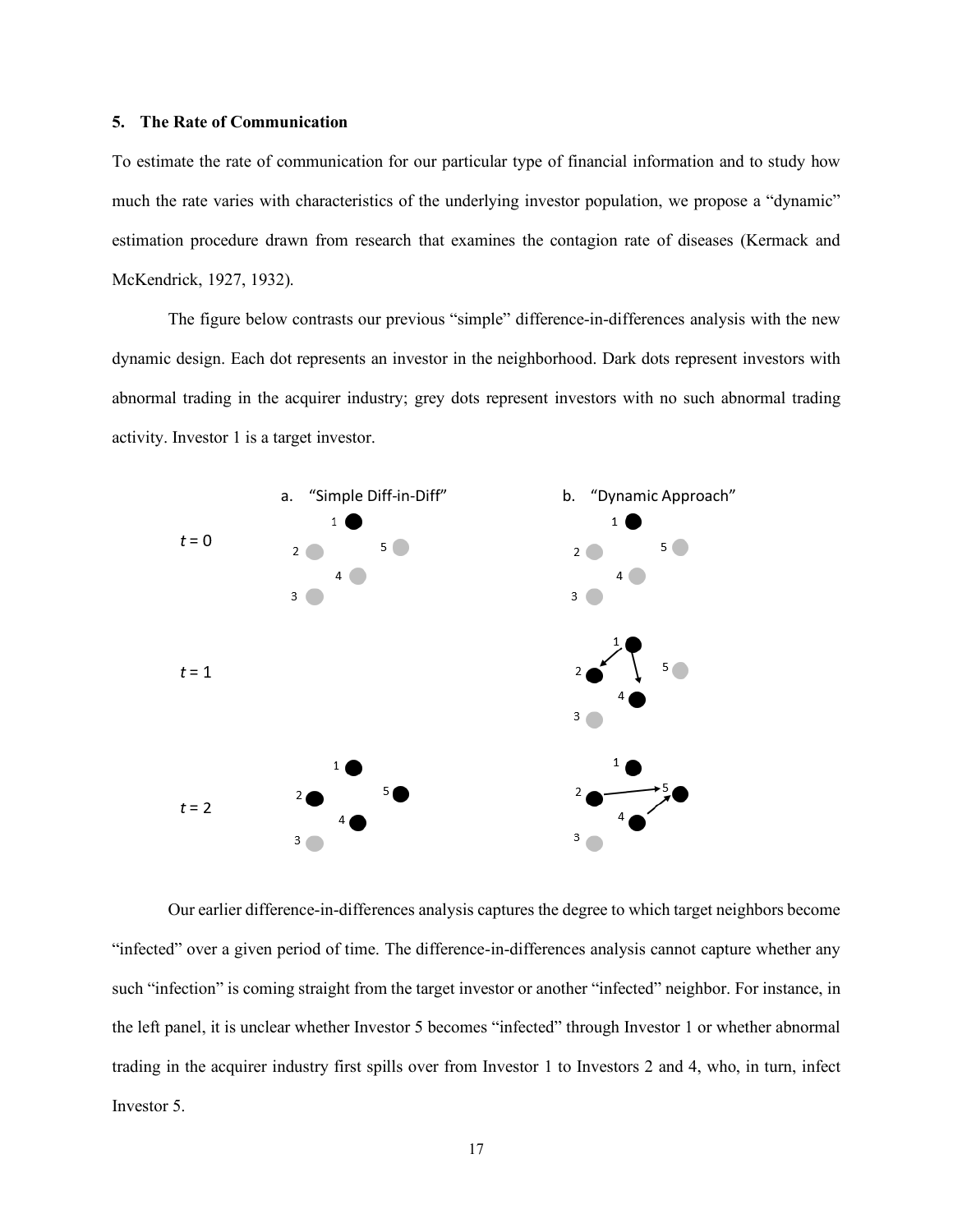## 5. The Rate of Communication

To estimate the rate of communication for our particular type of financial information and to study how much the rate varies with characteristics of the underlying investor population, we propose a "dynamic" estimation procedure drawn from research that examines the contagion rate of diseases (Kermack and McKendrick, 1927, 1932).

The figure below contrasts our previous "simple" difference-in-differences analysis with the new dynamic design. Each dot represents an investor in the neighborhood. Dark dots represent investors with abnormal trading in the acquirer industry; grey dots represent investors with no such abnormal trading activity. Investor 1 is a target investor.

Our earlier difference-in-differences analysis captures the degree to which target neighbors become "infected" over a given period of time. The difference-in-differences analysis cannot capture whether any such "infection" is coming straight from the target investor or another "infected" neighbor. For instance, in the left panel, it is unclear whether Investor 5 becomes "infected" through Investor 1 or whether abnormal trading in the acquirer industry first spills over from Investor 1 to Investors 2 and 4, who, in turn, infect Investor 5.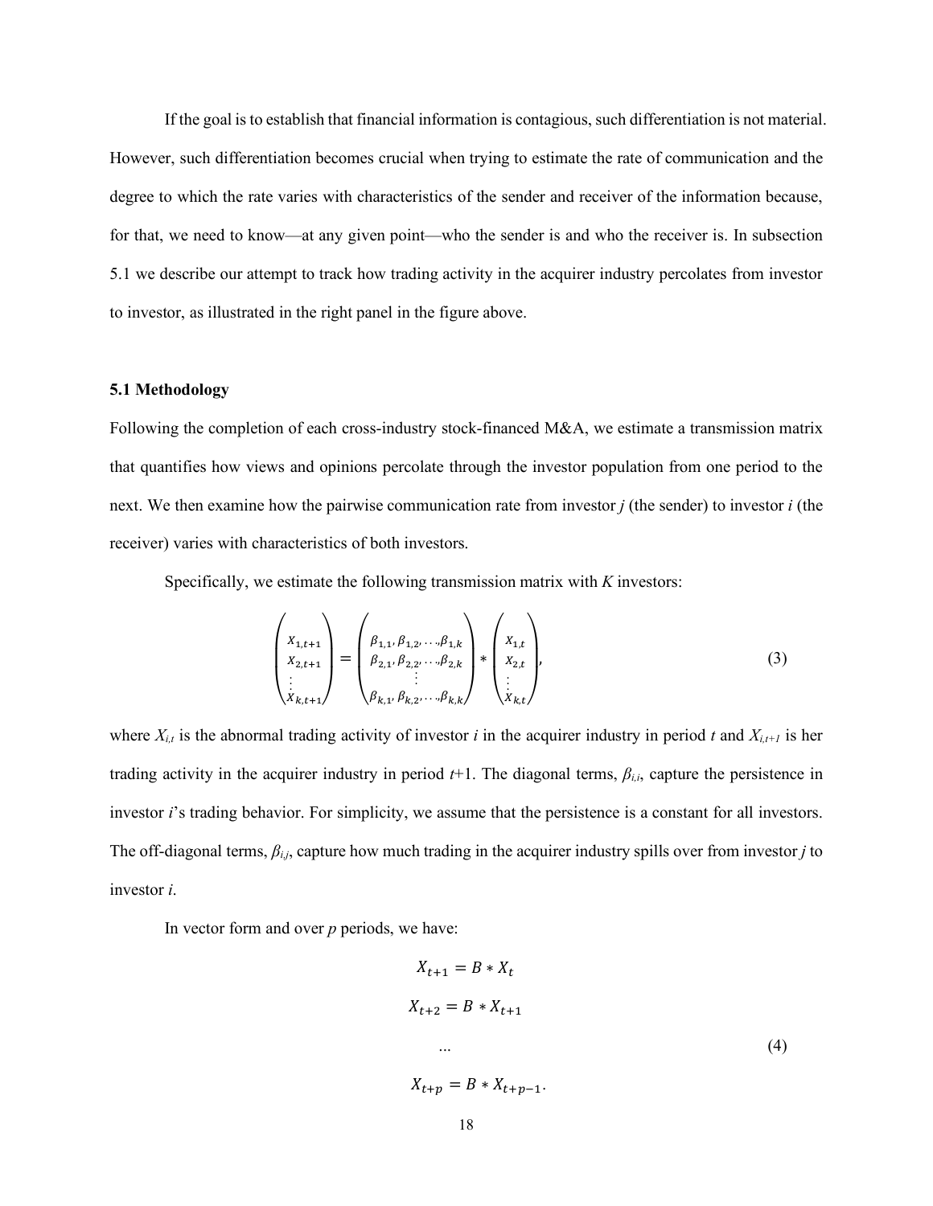If the goal is to establish that financial information is contagious, such differentiation is not material. However, such differentiation becomes crucial when trying to estimate the rate of communication and the degree to which the rate varies with characteristics of the sender and receiver of the information because, for that, we need to know—at any given point—who the sender is and who the receiver is. In subsection 5.1 we describe our attempt to track how trading activity in the acquirer industry percolates from investor to investor, as illustrated in the right panel in the figure above.

### 5.1 Methodology

Following the completion of each cross-industry stock-financed M&A, we estimate a transmission matrix that quantifies how views and opinions percolate through the investor population from one period to the next. We then examine how the pairwise communication rate from investor *j* (the sender) to investor *i* (the receiver) varies with characteristics of both investors.

Specifically, we estimate the following transmission matrix with *K* investors:

$$
\begin{pmatrix} X_{1,t+1} \\ X_{2,t+1} \\ \vdots \\ X_{k,t+1} \end{pmatrix} = \begin{pmatrix} \beta_{1,1}, \beta_{1,2}, \ldots, \beta_{1,k} \\ \beta_{2,1}, \beta_{2,2}, \ldots, \beta_{2,k} \\ \vdots \\ \beta_{k,1}, \beta_{k,2}, \ldots, \beta_{k,k} \end{pmatrix} * \begin{pmatrix} X_{1,t} \\ X_{2,t} \\ \vdots \\ X_{k,t} \end{pmatrix}, \tag{3}
$$

where $X_{i,t}$ is the abnormal trading activity of investor *i* in the acquirer industry in period *t* and $X_{i,t+1}$ is her trading activity in the acquirer industry in period *t*+1. The diagonal terms, $\beta_{i,i}$, capture the persistence in investor *i*'s trading behavior. For simplicity, we assume that the persistence is a constant for all investors. The off-diagonal terms, $\beta_{i,j}$, capture how much trading in the acquirer industry spills over from investor *j* to investor *i*.

In vector form and over *p* periods, we have:

$$
\begin{aligned}
X_{t+1} &= B * X_t \\
X_{t+2} &= B * X_{t+1} \\
&\ldots \\
X_{t+p} &= B * X_{t+p-1}.
\end{aligned} \tag{4}
$$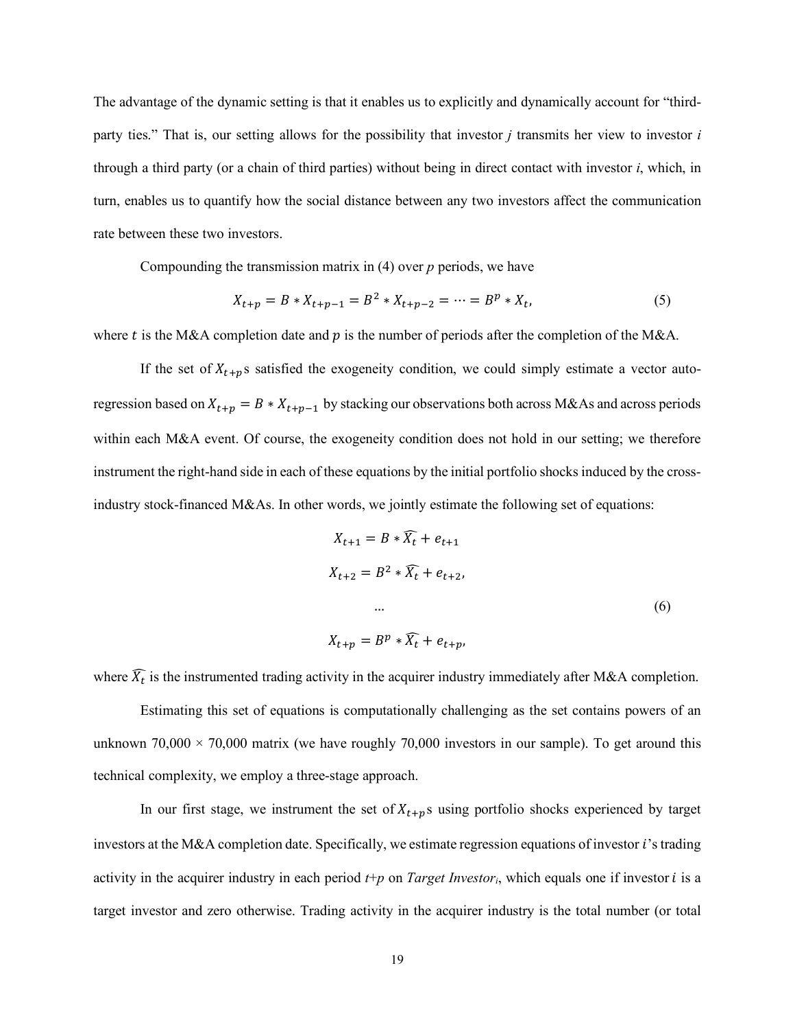The advantage of the dynamic setting is that it enables us to explicitly and dynamically account for "third-party ties." That is, our setting allows for the possibility that investor *j* transmits her view to investor *i* through a third party (or a chain of third parties) without being in direct contact with investor *i*, which, in turn, enables us to quantify how the social distance between any two investors affect the communication rate between these two investors.

Compounding the transmission matrix in (4) over *p* periods, we have

$$X_{t+p} = B * X_{t+p-1} = B^2 * X_{t+p-2} = \cdots = B^p * X_t, \tag{5}$$

where $t$ is the M&A completion date and $p$ is the number of periods after the completion of the M&A.

If the set of $X_{t+p}$s satisfied the exogeneity condition, we could simply estimate a vector auto-regression based on $X_{t+p} = B * X_{t+p-1}$ by stacking our observations both across M&As and across periods within each M&A event. Of course, the exogeneity condition does not hold in our setting; we therefore instrument the right-hand side in each of these equations by the initial portfolio shocks induced by the cross-industry stock-financed M&As. In other words, we jointly estimate the following set of equations:

$$
\begin{gathered}
X_{t+1} = B * \widehat{X_t} + e_{t+1} \\
X_{t+2} = B^2 * \widehat{X_t} + e_{t+2}, \\
\ldots \\
X_{t+p} = B^p * \widehat{X_t} + e_{t+p},
\end{gathered}
\tag{6}
$$

where $\widehat{X_t}$ is the instrumented trading activity in the acquirer industry immediately after M&A completion.

Estimating this set of equations is computationally challenging as the set contains powers of an unknown 70,000 × 70,000 matrix (we have roughly 70,000 investors in our sample). To get around this technical complexity, we employ a three-stage approach.

In our first stage, we instrument the set of $X_{t+p}$s using portfolio shocks experienced by target investors at the M&A completion date. Specifically, we estimate regression equations of investor $i$'s trading activity in the acquirer industry in each period *t*+*p* on *Target Investor*$_i$, which equals one if investor $i$ is a target investor and zero otherwise. Trading activity in the acquirer industry is the total number (or total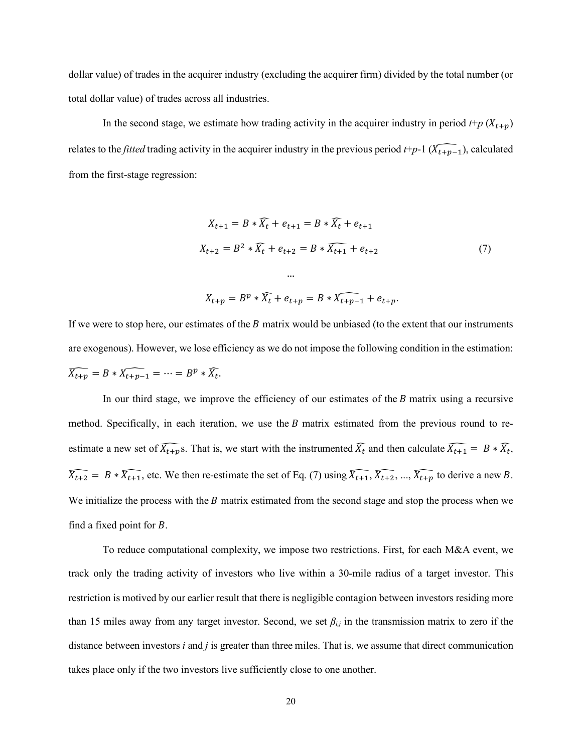dollar value) of trades in the acquirer industry (excluding the acquirer firm) divided by the total number (or total dollar value) of trades across all industries.

In the second stage, we estimate how trading activity in the acquirer industry in period *t*+*p* ($X_{t+p}$) relates to the *fitted* trading activity in the acquirer industry in the previous period *t*+*p*-1 ($\widehat{X_{t+p-1}}$), calculated from the first-stage regression:

$$
\begin{aligned}
X_{t+1} &= B * \widehat{X_t} + e_{t+1} = B * \widehat{X_t} + e_{t+1} \\
X_{t+2} &= B^2 * \widehat{X_t} + e_{t+2} = B * \widehat{X_{t+1}} + e_{t+2} \\
&\ldots \\
X_{t+p} &= B^p * \widehat{X_t} + e_{t+p} = B * \widehat{X_{t+p-1}} + e_{t+p}.
\end{aligned}
\tag{7}
$$

If we were to stop here, our estimates of the $B$ matrix would be unbiased (to the extent that our instruments are exogenous). However, we lose efficiency as we do not impose the following condition in the estimation: $\widehat{X_{t+p}} = B * \widehat{X_{t+p-1}} = \cdots = B^p * \widehat{X_t}$.

In our third stage, we improve the efficiency of our estimates of the $B$ matrix using a recursive method. Specifically, in each iteration, we use the $B$ matrix estimated from the previous round to re-estimate a new set of $\widehat{X_{t+p}}$s. That is, we start with the instrumented $\widehat{X_t}$ and then calculate $\widehat{X_{t+1}} = B * \widehat{X_t}$, $\widehat{X_{t+2}} = B * \widehat{X_{t+1}}$, etc. We then re-estimate the set of Eq. (7) using $\widehat{X_{t+1}}$, $\widehat{X_{t+2}}$, ..., $\widehat{X_{t+p}}$ to derive a new $B$. We initialize the process with the $B$ matrix estimated from the second stage and stop the process when we find a fixed point for $B$.

To reduce computational complexity, we impose two restrictions. First, for each M&A event, we track only the trading activity of investors who live within a 30-mile radius of a target investor. This restriction is motived by our earlier result that there is negligible contagion between investors residing more than 15 miles away from any target investor. Second, we set $\beta_{i,j}$ in the transmission matrix to zero if the distance between investors *i* and *j* is greater than three miles. That is, we assume that direct communication takes place only if the two investors live sufficiently close to one another.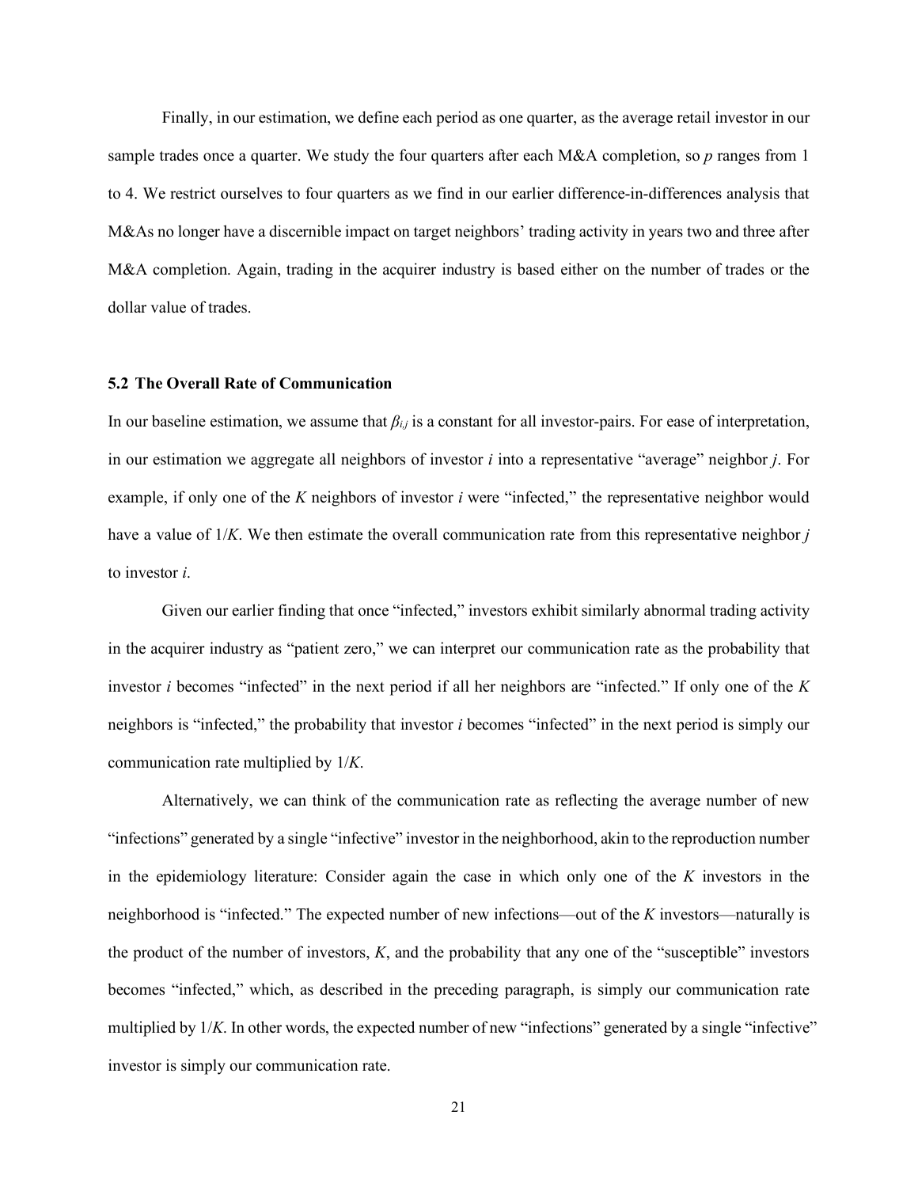Finally, in our estimation, we define each period as one quarter, as the average retail investor in our sample trades once a quarter. We study the four quarters after each M&A completion, so $p$ ranges from 1 to 4. We restrict ourselves to four quarters as we find in our earlier difference-in-differences analysis that M&As no longer have a discernible impact on target neighbors' trading activity in years two and three after M&A completion. Again, trading in the acquirer industry is based either on the number of trades or the dollar value of trades.

### 5.2 The Overall Rate of Communication

In our baseline estimation, we assume that $\beta_{i,j}$ is a constant for all investor-pairs. For ease of interpretation, in our estimation we aggregate all neighbors of investor $i$ into a representative "average" neighbor $j$. For example, if only one of the $K$ neighbors of investor $i$ were "infected," the representative neighbor would have a value of $1/K$. We then estimate the overall communication rate from this representative neighbor $j$ to investor $i$.

Given our earlier finding that once "infected," investors exhibit similarly abnormal trading activity in the acquirer industry as "patient zero," we can interpret our communication rate as the probability that investor $i$ becomes "infected" in the next period if all her neighbors are "infected." If only one of the $K$ neighbors is "infected," the probability that investor $i$ becomes "infected" in the next period is simply our communication rate multiplied by $1/K$.

Alternatively, we can think of the communication rate as reflecting the average number of new "infections" generated by a single "infective" investor in the neighborhood, akin to the reproduction number in the epidemiology literature: Consider again the case in which only one of the $K$ investors in the neighborhood is "infected." The expected number of new infections—out of the $K$ investors—naturally is the product of the number of investors, $K$, and the probability that any one of the "susceptible" investors becomes "infected," which, as described in the preceding paragraph, is simply our communication rate multiplied by $1/K$. In other words, the expected number of new "infections" generated by a single "infective" investor is simply our communication rate.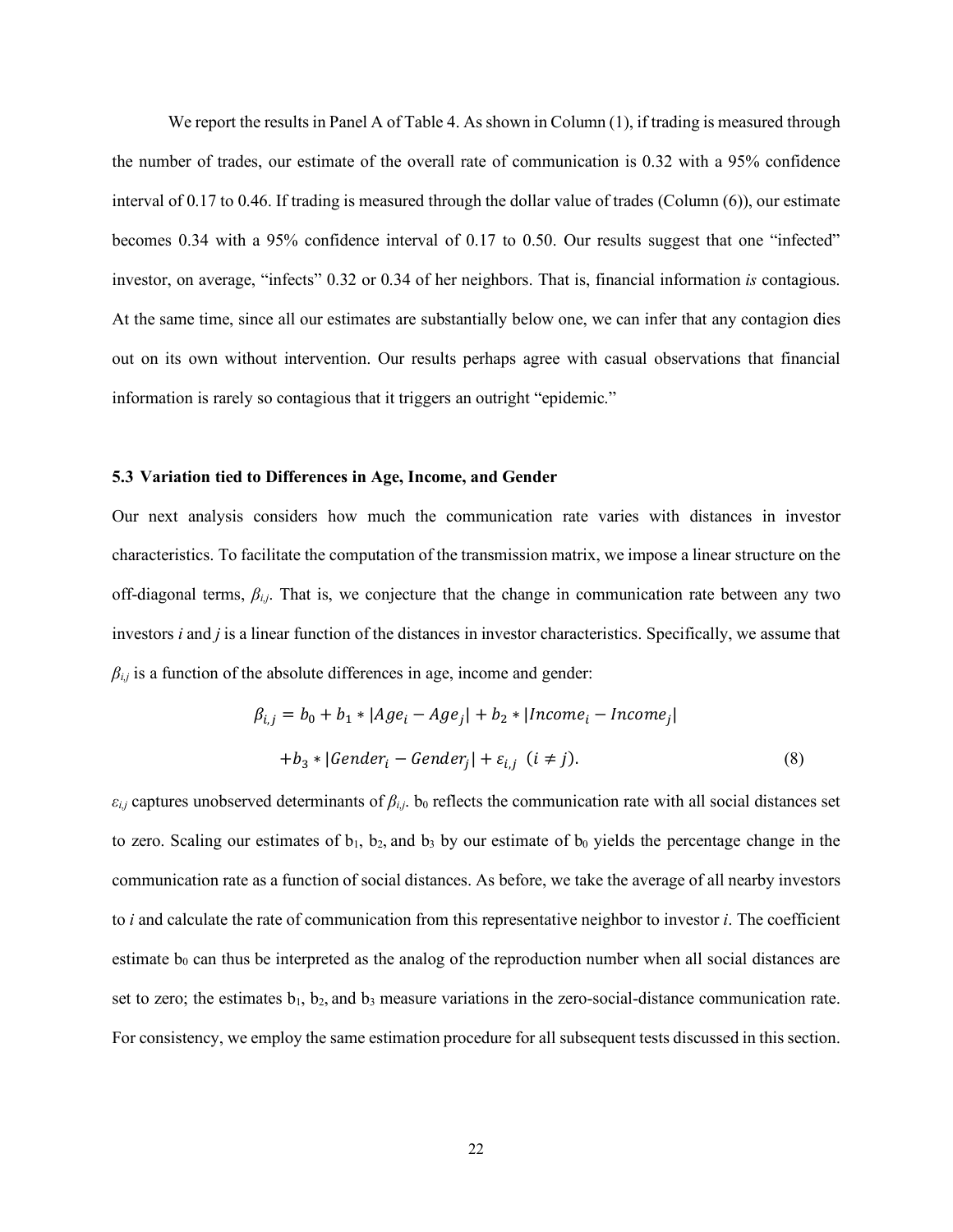We report the results in Panel A of Table 4. As shown in Column (1), if trading is measured through the number of trades, our estimate of the overall rate of communication is 0.32 with a 95% confidence interval of 0.17 to 0.46. If trading is measured through the dollar value of trades (Column (6)), our estimate becomes 0.34 with a 95% confidence interval of 0.17 to 0.50. Our results suggest that one "infected" investor, on average, "infects" 0.32 or 0.34 of her neighbors. That is, financial information *is* contagious. At the same time, since all our estimates are substantially below one, we can infer that any contagion dies out on its own without intervention. Our results perhaps agree with casual observations that financial information is rarely so contagious that it triggers an outright "epidemic."

### 5.3 Variation tied to Differences in Age, Income, and Gender

Our next analysis considers how much the communication rate varies with distances in investor characteristics. To facilitate the computation of the transmission matrix, we impose a linear structure on the off-diagonal terms, $\beta_{i,j}$. That is, we conjecture that the change in communication rate between any two investors *i* and *j* is a linear function of the distances in investor characteristics. Specifically, we assume that $\beta_{i,j}$ is a function of the absolute differences in age, income and gender:

$$\beta_{i,j} = b_0 + b_1 * |Age_i - Age_j| + b_2 * |Income_i - Income_j|$$
$$+ b_3 * |Gender_i - Gender_j| + \varepsilon_{i,j} \;\; (i \neq j). \tag{8}$$

$\varepsilon_{i,j}$ captures unobserved determinants of $\beta_{i,j}$. $b_0$ reflects the communication rate with all social distances set to zero. Scaling our estimates of $b_1$, $b_2$, and $b_3$ by our estimate of $b_0$ yields the percentage change in the communication rate as a function of social distances. As before, we take the average of all nearby investors to *i* and calculate the rate of communication from this representative neighbor to investor *i*. The coefficient estimate $b_0$ can thus be interpreted as the analog of the reproduction number when all social distances are set to zero; the estimates $b_1$, $b_2$, and $b_3$ measure variations in the zero-social-distance communication rate. For consistency, we employ the same estimation procedure for all subsequent tests discussed in this section.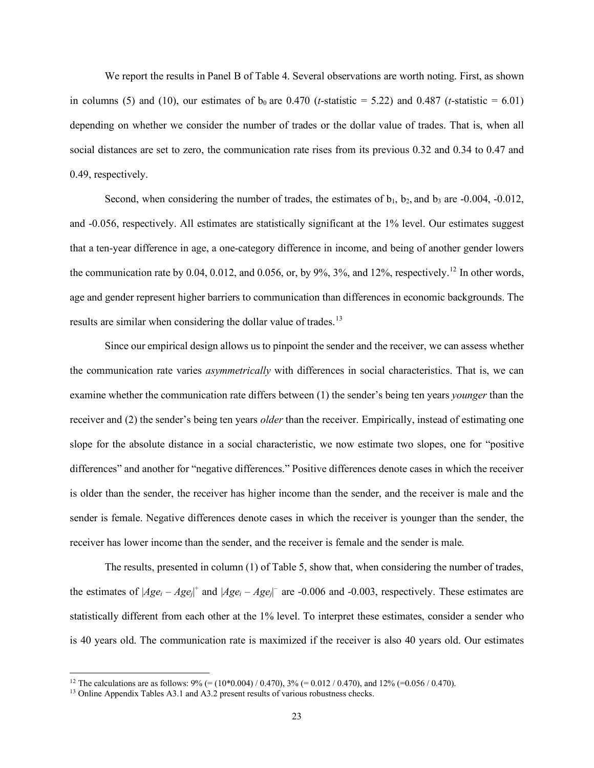We report the results in Panel B of Table 4. Several observations are worth noting. First, as shown in columns (5) and (10), our estimates of $b_0$ are 0.470 ($t$-statistic = 5.22) and 0.487 ($t$-statistic = 6.01) depending on whether we consider the number of trades or the dollar value of trades. That is, when all social distances are set to zero, the communication rate rises from its previous 0.32 and 0.34 to 0.47 and 0.49, respectively.

Second, when considering the number of trades, the estimates of $b_1$, $b_2$, and $b_3$ are -0.004, -0.012, and -0.056, respectively. All estimates are statistically significant at the 1% level. Our estimates suggest that a ten-year difference in age, a one-category difference in income, and being of another gender lowers the communication rate by 0.04, 0.012, and 0.056, or, by 9%, 3%, and 12%, respectively.[12] In other words, age and gender represent higher barriers to communication than differences in economic backgrounds. The results are similar when considering the dollar value of trades.[13]

Since our empirical design allows us to pinpoint the sender and the receiver, we can assess whether the communication rate varies *asymmetrically* with differences in social characteristics. That is, we can examine whether the communication rate differs between (1) the sender's being ten years *younger* than the receiver and (2) the sender's being ten years *older* than the receiver. Empirically, instead of estimating one slope for the absolute distance in a social characteristic, we now estimate two slopes, one for "positive differences" and another for "negative differences." Positive differences denote cases in which the receiver is older than the sender, the receiver has higher income than the sender, and the receiver is male and the sender is female. Negative differences denote cases in which the receiver is younger than the sender, the receiver has lower income than the sender, and the receiver is female and the sender is male.

The results, presented in column (1) of Table 5, show that, when considering the number of trades, the estimates of $|Age_i - Age_j|^+$ and $|Age_i - Age_j|^-$ are -0.006 and -0.003, respectively. These estimates are statistically different from each other at the 1% level. To interpret these estimates, consider a sender who is 40 years old. The communication rate is maximized if the receiver is also 40 years old. Our estimates

---

[12] The calculations are as follows: 9% (= (10\*0.004) / 0.470), 3% (= 0.012 / 0.470), and 12% (=0.056 / 0.470).

[13] Online Appendix Tables A3.1 and A3.2 present results of various robustness checks.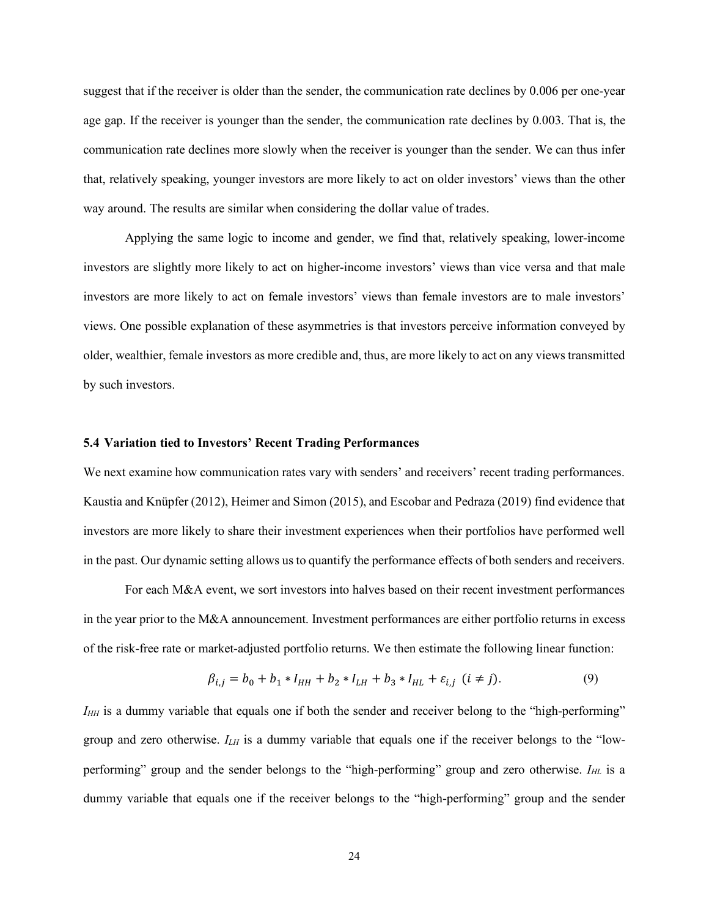suggest that if the receiver is older than the sender, the communication rate declines by 0.006 per one-year age gap. If the receiver is younger than the sender, the communication rate declines by 0.003. That is, the communication rate declines more slowly when the receiver is younger than the sender. We can thus infer that, relatively speaking, younger investors are more likely to act on older investors' views than the other way around. The results are similar when considering the dollar value of trades.

Applying the same logic to income and gender, we find that, relatively speaking, lower-income investors are slightly more likely to act on higher-income investors' views than vice versa and that male investors are more likely to act on female investors' views than female investors are to male investors' views. One possible explanation of these asymmetries is that investors perceive information conveyed by older, wealthier, female investors as more credible and, thus, are more likely to act on any views transmitted by such investors.

### 5.4 Variation tied to Investors' Recent Trading Performances

We next examine how communication rates vary with senders' and receivers' recent trading performances. Kaustia and Knüpfer (2012), Heimer and Simon (2015), and Escobar and Pedraza (2019) find evidence that investors are more likely to share their investment experiences when their portfolios have performed well in the past. Our dynamic setting allows us to quantify the performance effects of both senders and receivers.

For each M&A event, we sort investors into halves based on their recent investment performances in the year prior to the M&A announcement. Investment performances are either portfolio returns in excess of the risk-free rate or market-adjusted portfolio returns. We then estimate the following linear function:

$$\beta_{i,j} = b_0 + b_1 * I_{HH} + b_2 * I_{LH} + b_3 * I_{HL} + \varepsilon_{i,j} \;\; (i \neq j). \tag{9}$$

$I_{HH}$ is a dummy variable that equals one if both the sender and receiver belong to the "high-performing" group and zero otherwise. $I_{LH}$ is a dummy variable that equals one if the receiver belongs to the "low-performing" group and the sender belongs to the "high-performing" group and zero otherwise. $I_{HL}$ is a dummy variable that equals one if the receiver belongs to the "high-performing" group and the sender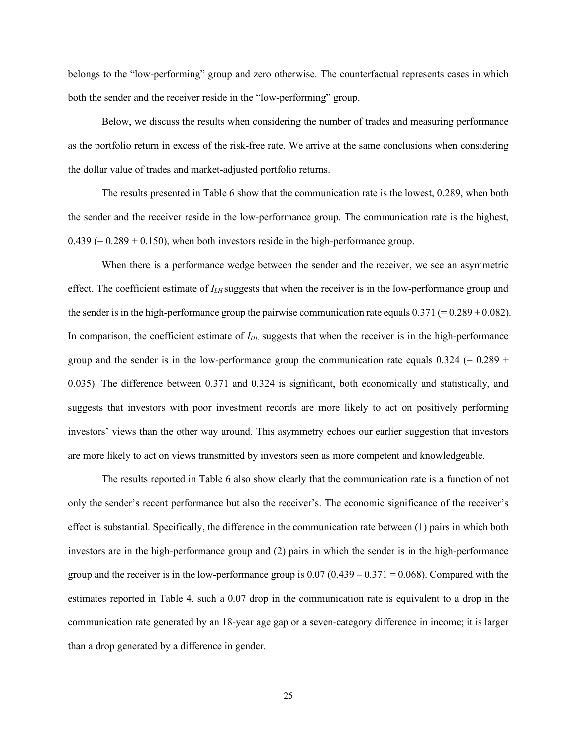belongs to the "low-performing" group and zero otherwise. The counterfactual represents cases in which both the sender and the receiver reside in the "low-performing" group.

Below, we discuss the results when considering the number of trades and measuring performance as the portfolio return in excess of the risk-free rate. We arrive at the same conclusions when considering the dollar value of trades and market-adjusted portfolio returns.

The results presented in Table 6 show that the communication rate is the lowest, 0.289, when both the sender and the receiver reside in the low-performance group. The communication rate is the highest, 0.439 (= 0.289 + 0.150), when both investors reside in the high-performance group.

When there is a performance wedge between the sender and the receiver, we see an asymmetric effect. The coefficient estimate of $I_{LH}$ suggests that when the receiver is in the low-performance group and the sender is in the high-performance group the pairwise communication rate equals 0.371 (= 0.289 + 0.082). In comparison, the coefficient estimate of $I_{HL}$ suggests that when the receiver is in the high-performance group and the sender is in the low-performance group the communication rate equals 0.324 (= 0.289 + 0.035). The difference between 0.371 and 0.324 is significant, both economically and statistically, and suggests that investors with poor investment records are more likely to act on positively performing investors' views than the other way around. This asymmetry echoes our earlier suggestion that investors are more likely to act on views transmitted by investors seen as more competent and knowledgeable.

The results reported in Table 6 also show clearly that the communication rate is a function of not only the sender's recent performance but also the receiver's. The economic significance of the receiver's effect is substantial. Specifically, the difference in the communication rate between (1) pairs in which both investors are in the high-performance group and (2) pairs in which the sender is in the high-performance group and the receiver is in the low-performance group is 0.07 (0.439 – 0.371 = 0.068). Compared with the estimates reported in Table 4, such a 0.07 drop in the communication rate is equivalent to a drop in the communication rate generated by an 18-year age gap or a seven-category difference in income; it is larger than a drop generated by a difference in gender.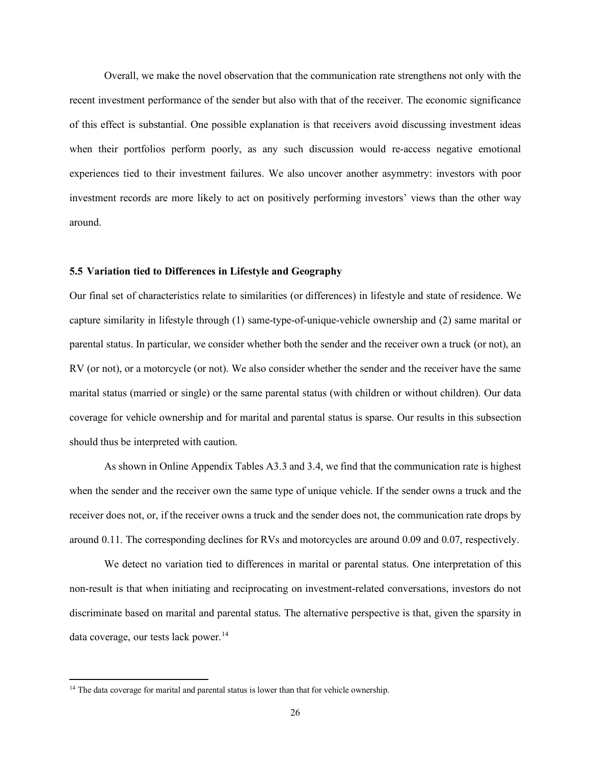Overall, we make the novel observation that the communication rate strengthens not only with the recent investment performance of the sender but also with that of the receiver. The economic significance of this effect is substantial. One possible explanation is that receivers avoid discussing investment ideas when their portfolios perform poorly, as any such discussion would re-access negative emotional experiences tied to their investment failures. We also uncover another asymmetry: investors with poor investment records are more likely to act on positively performing investors' views than the other way around.

### 5.5 Variation tied to Differences in Lifestyle and Geography

Our final set of characteristics relate to similarities (or differences) in lifestyle and state of residence. We capture similarity in lifestyle through (1) same-type-of-unique-vehicle ownership and (2) same marital or parental status. In particular, we consider whether both the sender and the receiver own a truck (or not), an RV (or not), or a motorcycle (or not). We also consider whether the sender and the receiver have the same marital status (married or single) or the same parental status (with children or without children). Our data coverage for vehicle ownership and for marital and parental status is sparse. Our results in this subsection should thus be interpreted with caution.

As shown in Online Appendix Tables A3.3 and 3.4, we find that the communication rate is highest when the sender and the receiver own the same type of unique vehicle. If the sender owns a truck and the receiver does not, or, if the receiver owns a truck and the sender does not, the communication rate drops by around 0.11. The corresponding declines for RVs and motorcycles are around 0.09 and 0.07, respectively.

We detect no variation tied to differences in marital or parental status. One interpretation of this non-result is that when initiating and reciprocating on investment-related conversations, investors do not discriminate based on marital and parental status. The alternative perspective is that, given the sparsity in data coverage, our tests lack power.[14]

[14] The data coverage for marital and parental status is lower than that for vehicle ownership.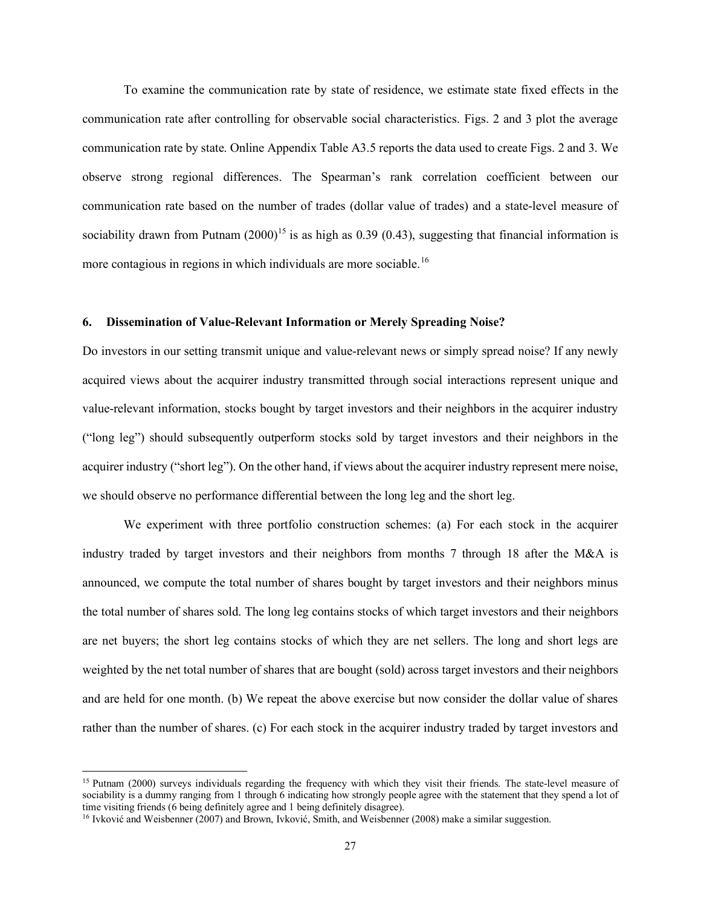To examine the communication rate by state of residence, we estimate state fixed effects in the communication rate after controlling for observable social characteristics. Figs. 2 and 3 plot the average communication rate by state. Online Appendix Table A3.5 reports the data used to create Figs. 2 and 3. We observe strong regional differences. The Spearman's rank correlation coefficient between our communication rate based on the number of trades (dollar value of trades) and a state-level measure of sociability drawn from Putnam (2000)[15] is as high as 0.39 (0.43), suggesting that financial information is more contagious in regions in which individuals are more sociable.[16]

## 6. Dissemination of Value-Relevant Information or Merely Spreading Noise?

Do investors in our setting transmit unique and value-relevant news or simply spread noise? If any newly acquired views about the acquirer industry transmitted through social interactions represent unique and value-relevant information, stocks bought by target investors and their neighbors in the acquirer industry ("long leg") should subsequently outperform stocks sold by target investors and their neighbors in the acquirer industry ("short leg"). On the other hand, if views about the acquirer industry represent mere noise, we should observe no performance differential between the long leg and the short leg.

We experiment with three portfolio construction schemes: (a) For each stock in the acquirer industry traded by target investors and their neighbors from months 7 through 18 after the M&A is announced, we compute the total number of shares bought by target investors and their neighbors minus the total number of shares sold. The long leg contains stocks of which target investors and their neighbors are net buyers; the short leg contains stocks of which they are net sellers. The long and short legs are weighted by the net total number of shares that are bought (sold) across target investors and their neighbors and are held for one month. (b) We repeat the above exercise but now consider the dollar value of shares rather than the number of shares. (c) For each stock in the acquirer industry traded by target investors and

[15] Putnam (2000) surveys individuals regarding the frequency with which they visit their friends. The state-level measure of sociability is a dummy ranging from 1 through 6 indicating how strongly people agree with the statement that they spend a lot of time visiting friends (6 being definitely agree and 1 being definitely disagree).

[16] Ivković and Weisbenner (2007) and Brown, Ivković, Smith, and Weisbenner (2008) make a similar suggestion.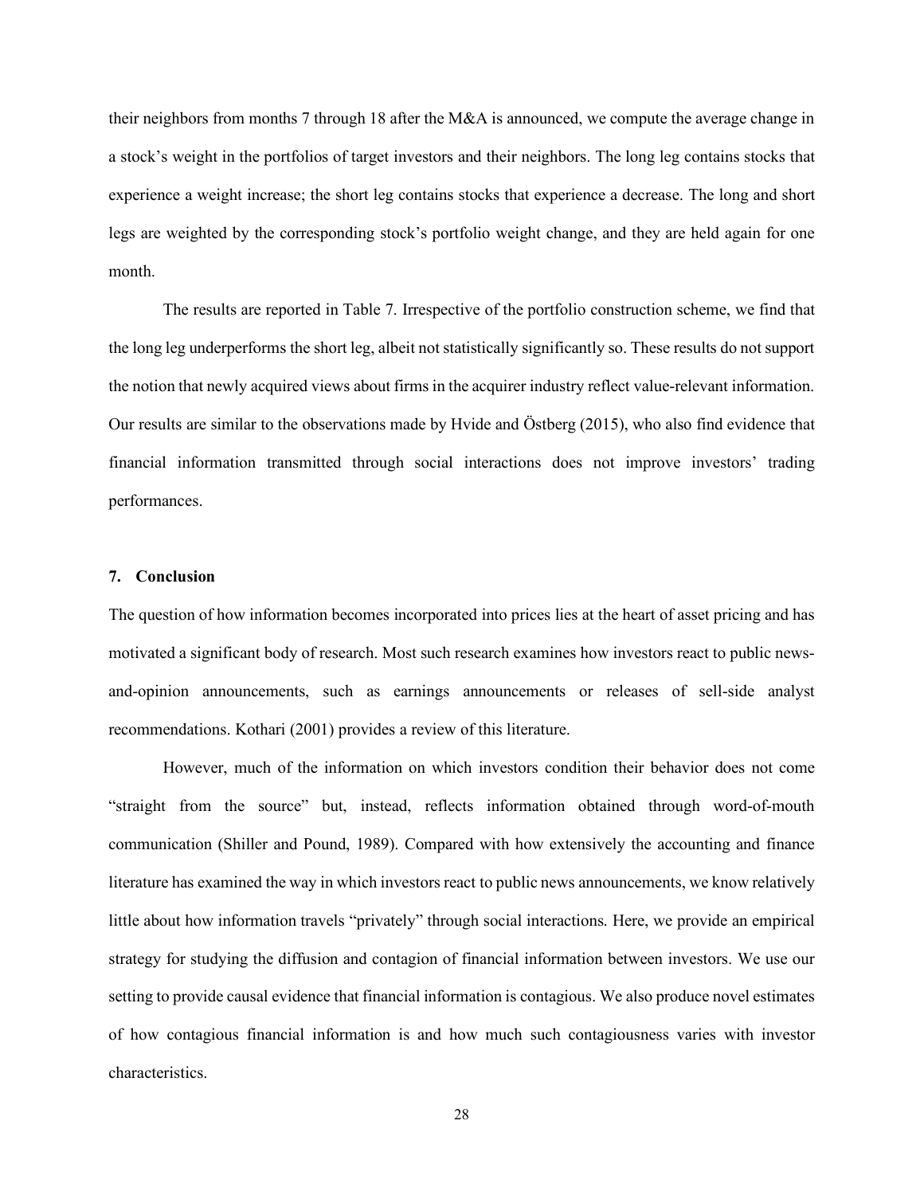their neighbors from months 7 through 18 after the M&A is announced, we compute the average change in a stock's weight in the portfolios of target investors and their neighbors. The long leg contains stocks that experience a weight increase; the short leg contains stocks that experience a decrease. The long and short legs are weighted by the corresponding stock's portfolio weight change, and they are held again for one month.

The results are reported in Table 7. Irrespective of the portfolio construction scheme, we find that the long leg underperforms the short leg, albeit not statistically significantly so. These results do not support the notion that newly acquired views about firms in the acquirer industry reflect value-relevant information. Our results are similar to the observations made by Hvide and Östberg (2015), who also find evidence that financial information transmitted through social interactions does not improve investors' trading performances.

## 7. Conclusion

The question of how information becomes incorporated into prices lies at the heart of asset pricing and has motivated a significant body of research. Most such research examines how investors react to public news-and-opinion announcements, such as earnings announcements or releases of sell-side analyst recommendations. Kothari (2001) provides a review of this literature.

However, much of the information on which investors condition their behavior does not come "straight from the source" but, instead, reflects information obtained through word-of-mouth communication (Shiller and Pound, 1989). Compared with how extensively the accounting and finance literature has examined the way in which investors react to public news announcements, we know relatively little about how information travels "privately" through social interactions. Here, we provide an empirical strategy for studying the diffusion and contagion of financial information between investors. We use our setting to provide causal evidence that financial information is contagious. We also produce novel estimates of how contagious financial information is and how much such contagiousness varies with investor characteristics.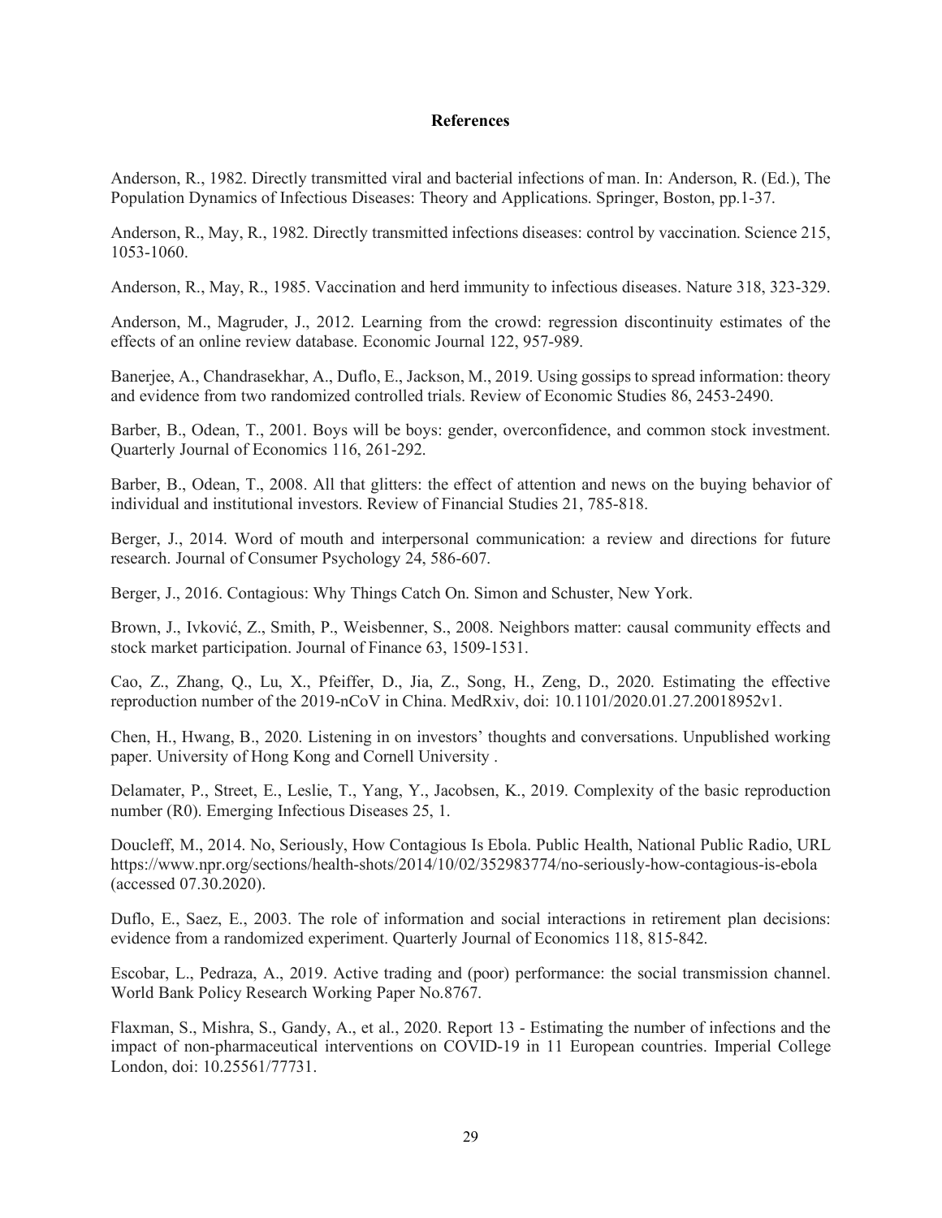# References

Anderson, R., 1982. Directly transmitted viral and bacterial infections of man. In: Anderson, R. (Ed.), The Population Dynamics of Infectious Diseases: Theory and Applications. Springer, Boston, pp.1-37.

Anderson, R., May, R., 1982. Directly transmitted infections diseases: control by vaccination. Science 215, 1053-1060.

Anderson, R., May, R., 1985. Vaccination and herd immunity to infectious diseases. Nature 318, 323-329.

Anderson, M., Magruder, J., 2012. Learning from the crowd: regression discontinuity estimates of the effects of an online review database. Economic Journal 122, 957-989.

Banerjee, A., Chandrasekhar, A., Duflo, E., Jackson, M., 2019. Using gossips to spread information: theory and evidence from two randomized controlled trials. Review of Economic Studies 86, 2453-2490.

Barber, B., Odean, T., 2001. Boys will be boys: gender, overconfidence, and common stock investment. Quarterly Journal of Economics 116, 261-292.

Barber, B., Odean, T., 2008. All that glitters: the effect of attention and news on the buying behavior of individual and institutional investors. Review of Financial Studies 21, 785-818.

Berger, J., 2014. Word of mouth and interpersonal communication: a review and directions for future research. Journal of Consumer Psychology 24, 586-607.

Berger, J., 2016. Contagious: Why Things Catch On. Simon and Schuster, New York.

Brown, J., Ivković, Z., Smith, P., Weisbenner, S., 2008. Neighbors matter: causal community effects and stock market participation. Journal of Finance 63, 1509-1531.

Cao, Z., Zhang, Q., Lu, X., Pfeiffer, D., Jia, Z., Song, H., Zeng, D., 2020. Estimating the effective reproduction number of the 2019-nCoV in China. MedRxiv, doi: 10.1101/2020.01.27.20018952v1.

Chen, H., Hwang, B., 2020. Listening in on investors' thoughts and conversations. Unpublished working paper. University of Hong Kong and Cornell University .

Delamater, P., Street, E., Leslie, T., Yang, Y., Jacobsen, K., 2019. Complexity of the basic reproduction number (R0). Emerging Infectious Diseases 25, 1.

Doucleff, M., 2014. No, Seriously, How Contagious Is Ebola. Public Health, National Public Radio, URL https://www.npr.org/sections/health-shots/2014/10/02/352983774/no-seriously-how-contagious-is-ebola (accessed 07.30.2020).

Duflo, E., Saez, E., 2003. The role of information and social interactions in retirement plan decisions: evidence from a randomized experiment. Quarterly Journal of Economics 118, 815-842.

Escobar, L., Pedraza, A., 2019. Active trading and (poor) performance: the social transmission channel. World Bank Policy Research Working Paper No.8767.

Flaxman, S., Mishra, S., Gandy, A., et al., 2020. Report 13 - Estimating the number of infections and the impact of non-pharmaceutical interventions on COVID-19 in 11 European countries. Imperial College London, doi: 10.25561/77731.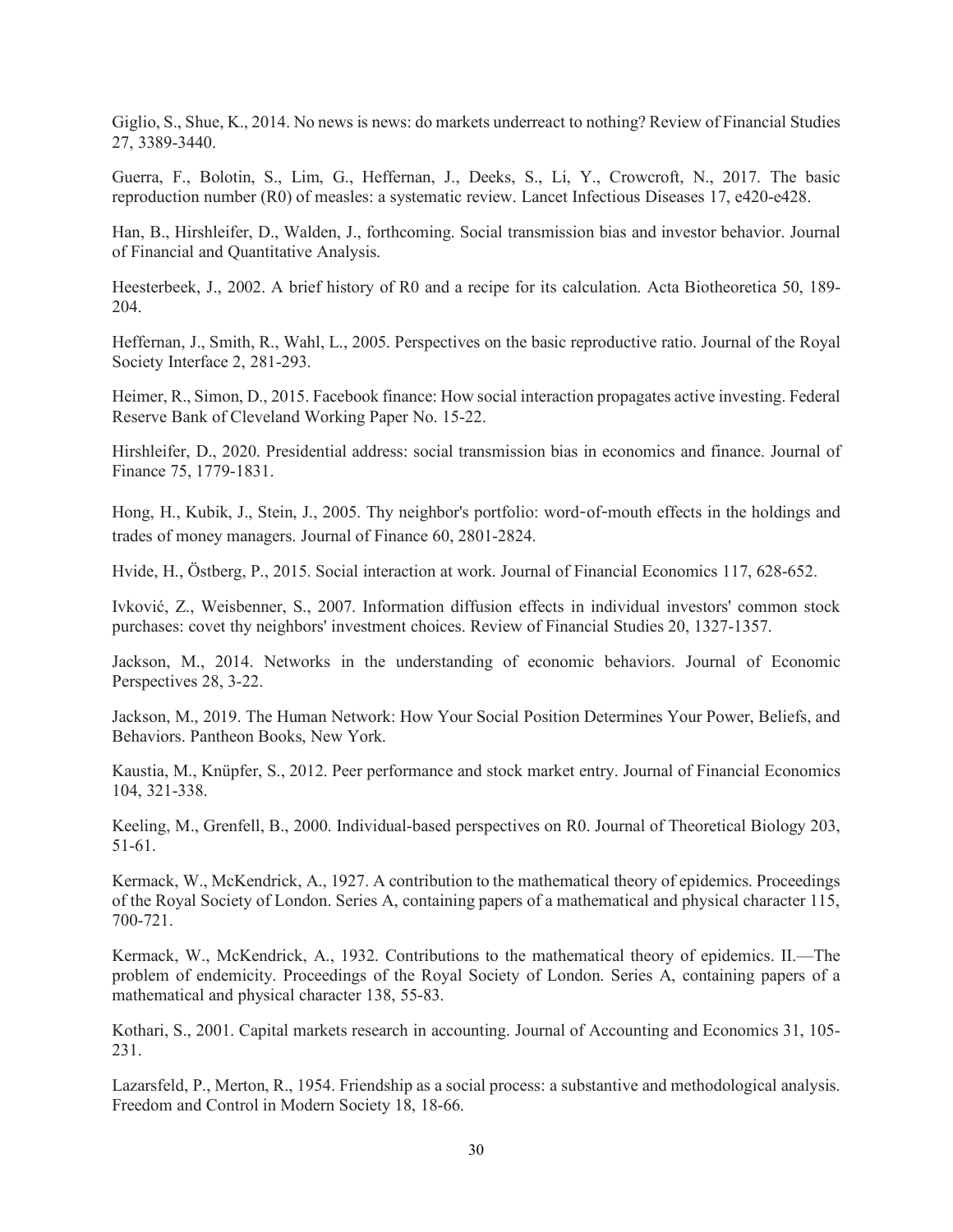Giglio, S., Shue, K., 2014. No news is news: do markets underreact to nothing? Review of Financial Studies 27, 3389-3440.

Guerra, F., Bolotin, S., Lim, G., Heffernan, J., Deeks, S., Li, Y., Crowcroft, N., 2017. The basic reproduction number (R0) of measles: a systematic review. Lancet Infectious Diseases 17, e420-e428.

Han, B., Hirshleifer, D., Walden, J., forthcoming. Social transmission bias and investor behavior. Journal of Financial and Quantitative Analysis.

Heesterbeek, J., 2002. A brief history of R0 and a recipe for its calculation. Acta Biotheoretica 50, 189-204.

Heffernan, J., Smith, R., Wahl, L., 2005. Perspectives on the basic reproductive ratio. Journal of the Royal Society Interface 2, 281-293.

Heimer, R., Simon, D., 2015. Facebook finance: How social interaction propagates active investing. Federal Reserve Bank of Cleveland Working Paper No. 15-22.

Hirshleifer, D., 2020. Presidential address: social transmission bias in economics and finance. Journal of Finance 75, 1779-1831.

Hong, H., Kubik, J., Stein, J., 2005. Thy neighbor's portfolio: word-of-mouth effects in the holdings and trades of money managers. Journal of Finance 60, 2801-2824.

Hvide, H., Östberg, P., 2015. Social interaction at work. Journal of Financial Economics 117, 628-652.

Ivković, Z., Weisbenner, S., 2007. Information diffusion effects in individual investors' common stock purchases: covet thy neighbors' investment choices. Review of Financial Studies 20, 1327-1357.

Jackson, M., 2014. Networks in the understanding of economic behaviors. Journal of Economic Perspectives 28, 3-22.

Jackson, M., 2019. The Human Network: How Your Social Position Determines Your Power, Beliefs, and Behaviors. Pantheon Books, New York.

Kaustia, M., Knüpfer, S., 2012. Peer performance and stock market entry. Journal of Financial Economics 104, 321-338.

Keeling, M., Grenfell, B., 2000. Individual-based perspectives on R0. Journal of Theoretical Biology 203, 51-61.

Kermack, W., McKendrick, A., 1927. A contribution to the mathematical theory of epidemics. Proceedings of the Royal Society of London. Series A, containing papers of a mathematical and physical character 115, 700-721.

Kermack, W., McKendrick, A., 1932. Contributions to the mathematical theory of epidemics. II.—The problem of endemicity. Proceedings of the Royal Society of London. Series A, containing papers of a mathematical and physical character 138, 55-83.

Kothari, S., 2001. Capital markets research in accounting. Journal of Accounting and Economics 31, 105-231.

Lazarsfeld, P., Merton, R., 1954. Friendship as a social process: a substantive and methodological analysis. Freedom and Control in Modern Society 18, 18-66.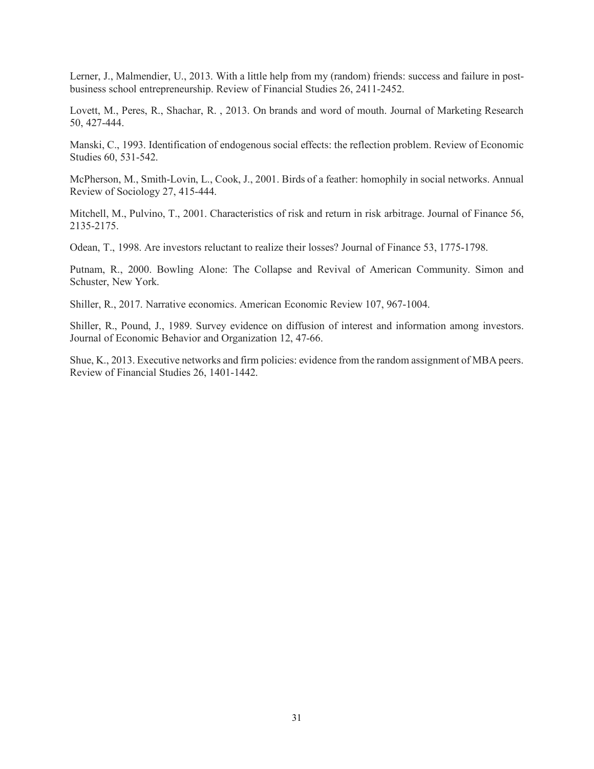Lerner, J., Malmendier, U., 2013. With a little help from my (random) friends: success and failure in post-business school entrepreneurship. Review of Financial Studies 26, 2411-2452.

Lovett, M., Peres, R., Shachar, R. , 2013. On brands and word of mouth. Journal of Marketing Research 50, 427-444.

Manski, C., 1993. Identification of endogenous social effects: the reflection problem. Review of Economic Studies 60, 531-542.

McPherson, M., Smith-Lovin, L., Cook, J., 2001. Birds of a feather: homophily in social networks. Annual Review of Sociology 27, 415-444.

Mitchell, M., Pulvino, T., 2001. Characteristics of risk and return in risk arbitrage. Journal of Finance 56, 2135-2175.

Odean, T., 1998. Are investors reluctant to realize their losses? Journal of Finance 53, 1775-1798.

Putnam, R., 2000. Bowling Alone: The Collapse and Revival of American Community. Simon and Schuster, New York.

Shiller, R., 2017. Narrative economics. American Economic Review 107, 967-1004.

Shiller, R., Pound, J., 1989. Survey evidence on diffusion of interest and information among investors. Journal of Economic Behavior and Organization 12, 47-66.

Shue, K., 2013. Executive networks and firm policies: evidence from the random assignment of MBA peers. Review of Financial Studies 26, 1401-1442.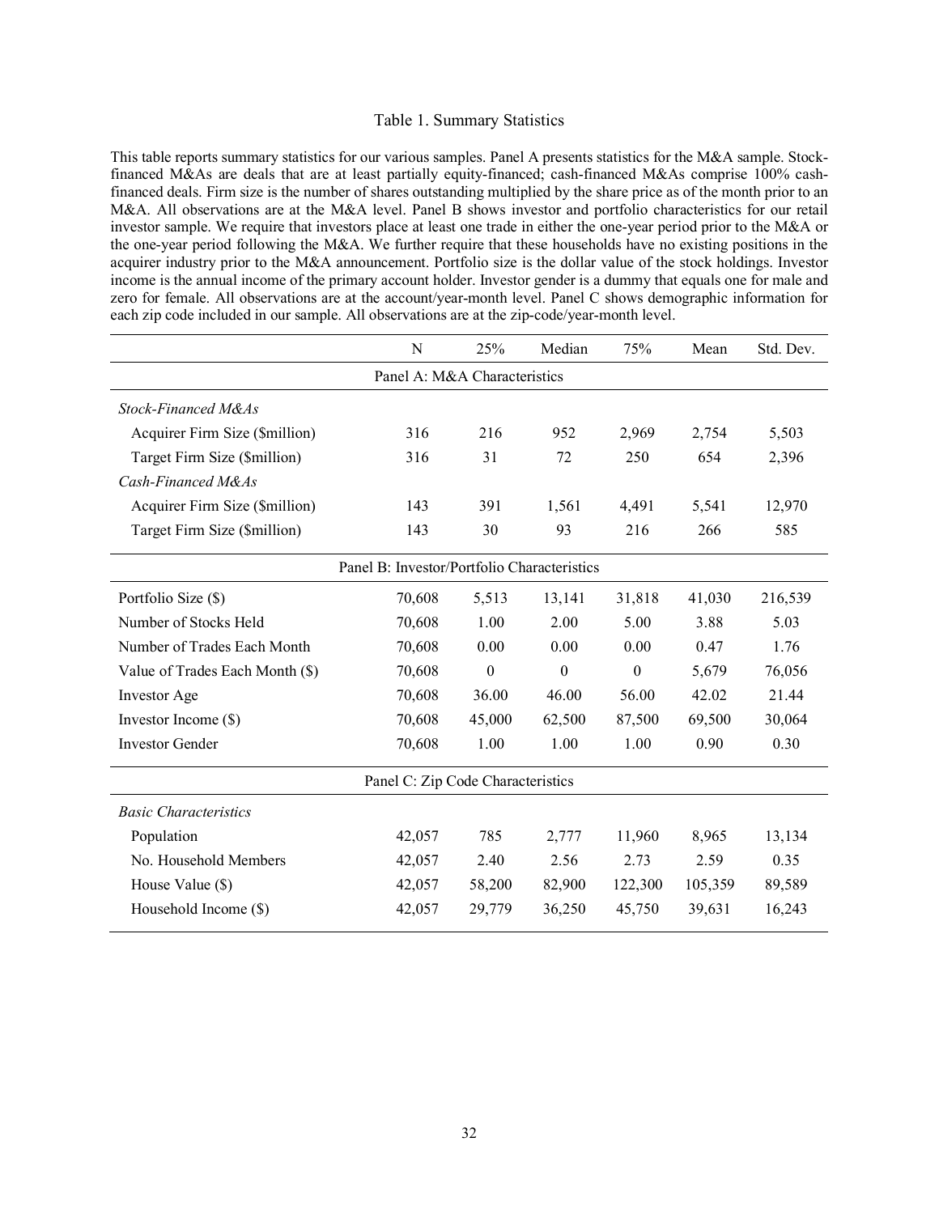# Table 1. Summary Statistics

This table reports summary statistics for our various samples. Panel A presents statistics for the M&A sample. Stock-financed M&As are deals that are at least partially equity-financed; cash-financed M&As comprise 100% cash-financed deals. Firm size is the number of shares outstanding multiplied by the share price as of the month prior to an M&A. All observations are at the M&A level. Panel B shows investor and portfolio characteristics for our retail investor sample. We require that investors place at least one trade in either the one-year period prior to the M&A or the one-year period following the M&A. We further require that these households have no existing positions in the acquirer industry prior to the M&A announcement. Portfolio size is the dollar value of the stock holdings. Investor income is the annual income of the primary account holder. Investor gender is a dummy that equals one for male and zero for female. All observations are at the account/year-month level. Panel C shows demographic information for each zip code included in our sample. All observations are at the zip-code/year-month level.

| | N | 25% | Median | 75% | Mean | Std. Dev. |
|---|---|---|---|---|---|---|
| **Panel A: M&A Characteristics** | | | | | | |
| *Stock-Financed M&As* | | | | | | |
| Acquirer Firm Size ($million) | 316 | 216 | 952 | 2,969 | 2,754 | 5,503 |
| Target Firm Size ($million) | 316 | 31 | 72 | 250 | 654 | 2,396 |
| *Cash-Financed M&As* | | | | | | |
| Acquirer Firm Size ($million) | 143 | 391 | 1,561 | 4,491 | 5,541 | 12,970 |
| Target Firm Size ($million) | 143 | 30 | 93 | 216 | 266 | 585 |
| **Panel B: Investor/Portfolio Characteristics** | | | | | | |
| Portfolio Size ($) | 70,608 | 5,513 | 13,141 | 31,818 | 41,030 | 216,539 |
| Number of Stocks Held | 70,608 | 1.00 | 2.00 | 5.00 | 3.88 | 5.03 |
| Number of Trades Each Month | 70,608 | 0.00 | 0.00 | 0.00 | 0.47 | 1.76 |
| Value of Trades Each Month ($) | 70,608 | 0 | 0 | 0 | 5,679 | 76,056 |
| Investor Age | 70,608 | 36.00 | 46.00 | 56.00 | 42.02 | 21.44 |
| Investor Income ($) | 70,608 | 45,000 | 62,500 | 87,500 | 69,500 | 30,064 |
| Investor Gender | 70,608 | 1.00 | 1.00 | 1.00 | 0.90 | 0.30 |
| **Panel C: Zip Code Characteristics** | | | | | | |
| *Basic Characteristics* | | | | | | |
| Population | 42,057 | 785 | 2,777 | 11,960 | 8,965 | 13,134 |
| No. Household Members | 42,057 | 2.40 | 2.56 | 2.73 | 2.59 | 0.35 |
| House Value ($) | 42,057 | 58,200 | 82,900 | 122,300 | 105,359 | 89,589 |
| Household Income ($) | 42,057 | 29,779 | 36,250 | 45,750 | 39,631 | 16,243 |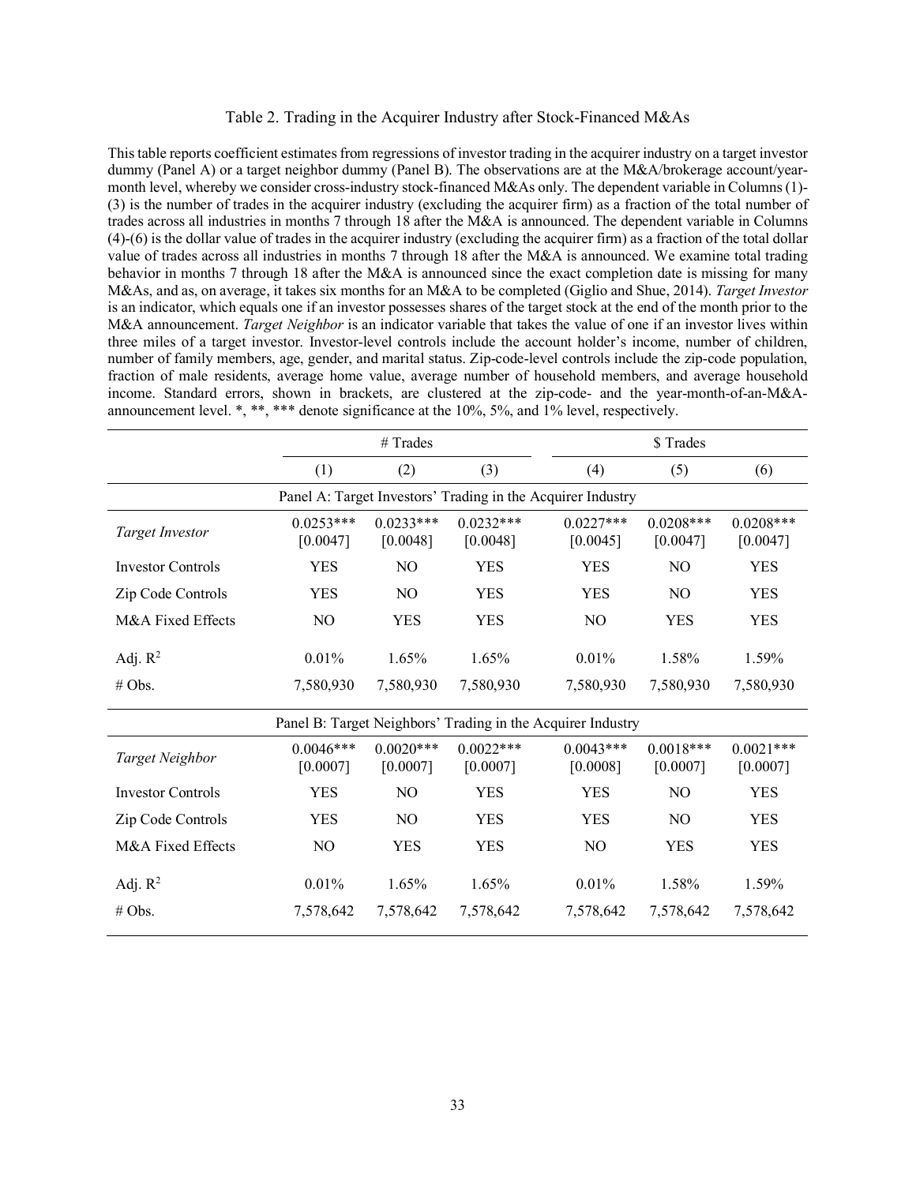Table 2. Trading in the Acquirer Industry after Stock-Financed M&As

This table reports coefficient estimates from regressions of investor trading in the acquirer industry on a target investor dummy (Panel A) or a target neighbor dummy (Panel B). The observations are at the M&A/brokerage account/year-month level, whereby we consider cross-industry stock-financed M&As only. The dependent variable in Columns (1)-(3) is the number of trades in the acquirer industry (excluding the acquirer firm) as a fraction of the total number of trades across all industries in months 7 through 18 after the M&A is announced. The dependent variable in Columns (4)-(6) is the dollar value of trades in the acquirer industry (excluding the acquirer firm) as a fraction of the total dollar value of trades across all industries in months 7 through 18 after the M&A is announced. We examine total trading behavior in months 7 through 18 after the M&A is announced since the exact completion date is missing for many M&As, and as, on average, it takes six months for an M&A to be completed (Giglio and Shue, 2014). *Target Investor* is an indicator, which equals one if an investor possesses shares of the target stock at the end of the month prior to the M&A announcement. *Target Neighbor* is an indicator variable that takes the value of one if an investor lives within three miles of a target investor. Investor-level controls include the account holder's income, number of children, number of family members, age, gender, and marital status. Zip-code-level controls include the zip-code population, fraction of male residents, average home value, average number of household members, and average household income. Standard errors, shown in brackets, are clustered at the zip-code- and the year-month-of-an-M&A-announcement level. *, **, *** denote significance at the 10%, 5%, and 1% level, respectively.

| | # Trades | | | $ Trades | | |
|---|---|---|---|---|---|---|
| | (1) | (2) | (3) | (4) | (5) | (6) |
| **Panel A: Target Investors' Trading in the Acquirer Industry** | | | | | | |
| *Target Investor* | 0.0253*** [0.0047] | 0.0233*** [0.0048] | 0.0232*** [0.0048] | 0.0227*** [0.0045] | 0.0208*** [0.0047] | 0.0208*** [0.0047] |
| Investor Controls | YES | NO | YES | YES | NO | YES |
| Zip Code Controls | YES | NO | YES | YES | NO | YES |
| M&A Fixed Effects | NO | YES | YES | NO | YES | YES |
| Adj. $R^2$ | 0.01% | 1.65% | 1.65% | 0.01% | 1.58% | 1.59% |
| # Obs. | 7,580,930 | 7,580,930 | 7,580,930 | 7,580,930 | 7,580,930 | 7,580,930 |
| **Panel B: Target Neighbors' Trading in the Acquirer Industry** | | | | | | |
| *Target Neighbor* | 0.0046*** [0.0007] | 0.0020*** [0.0007] | 0.0022*** [0.0007] | 0.0043*** [0.0008] | 0.0018*** [0.0007] | 0.0021*** [0.0007] |
| Investor Controls | YES | NO | YES | YES | NO | YES |
| Zip Code Controls | YES | NO | YES | YES | NO | YES |
| M&A Fixed Effects | NO | YES | YES | NO | YES | YES |
| Adj. $R^2$ | 0.01% | 1.65% | 1.65% | 0.01% | 1.58% | 1.59% |
| # Obs. | 7,578,642 | 7,578,642 | 7,578,642 | 7,578,642 | 7,578,642 | 7,578,642 |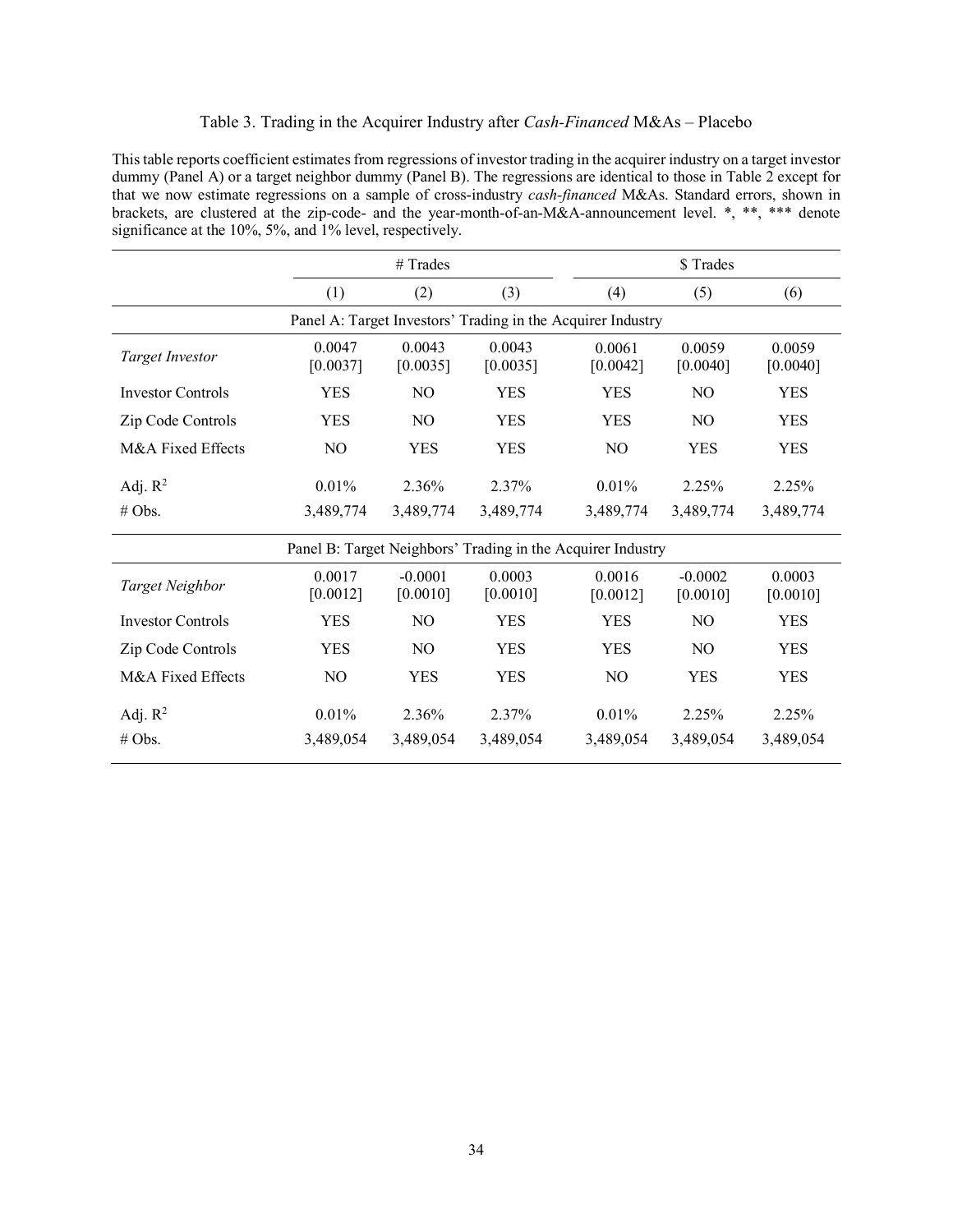Table 3. Trading in the Acquirer Industry after *Cash-Financed* M&As – Placebo

This table reports coefficient estimates from regressions of investor trading in the acquirer industry on a target investor dummy (Panel A) or a target neighbor dummy (Panel B). The regressions are identical to those in Table 2 except for that we now estimate regressions on a sample of cross-industry *cash-financed* M&As. Standard errors, shown in brackets, are clustered at the zip-code- and the year-month-of-an-M&A-announcement level. *, **, *** denote significance at the 10%, 5%, and 1% level, respectively.

| | # Trades | | | $ Trades | | |
|---|---|---|---|---|---|---|
| | (1) | (2) | (3) | (4) | (5) | (6) |
| **Panel A: Target Investors' Trading in the Acquirer Industry** | | | | | | |
| *Target Investor* | 0.0047 [0.0037] | 0.0043 [0.0035] | 0.0043 [0.0035] | 0.0061 [0.0042] | 0.0059 [0.0040] | 0.0059 [0.0040] |
| Investor Controls | YES | NO | YES | YES | NO | YES |
| Zip Code Controls | YES | NO | YES | YES | NO | YES |
| M&A Fixed Effects | NO | YES | YES | NO | YES | YES |
| Adj. $R^2$ | 0.01% | 2.36% | 2.37% | 0.01% | 2.25% | 2.25% |
| # Obs. | 3,489,774 | 3,489,774 | 3,489,774 | 3,489,774 | 3,489,774 | 3,489,774 |
| **Panel B: Target Neighbors' Trading in the Acquirer Industry** | | | | | | |
| *Target Neighbor* | 0.0017 [0.0012] | -0.0001 [0.0010] | 0.0003 [0.0010] | 0.0016 [0.0012] | -0.0002 [0.0010] | 0.0003 [0.0010] |
| Investor Controls | YES | NO | YES | YES | NO | YES |
| Zip Code Controls | YES | NO | YES | YES | NO | YES |
| M&A Fixed Effects | NO | YES | YES | NO | YES | YES |
| Adj. $R^2$ | 0.01% | 2.36% | 2.37% | 0.01% | 2.25% | 2.25% |
| # Obs. | 3,489,054 | 3,489,054 | 3,489,054 | 3,489,054 | 3,489,054 | 3,489,054 |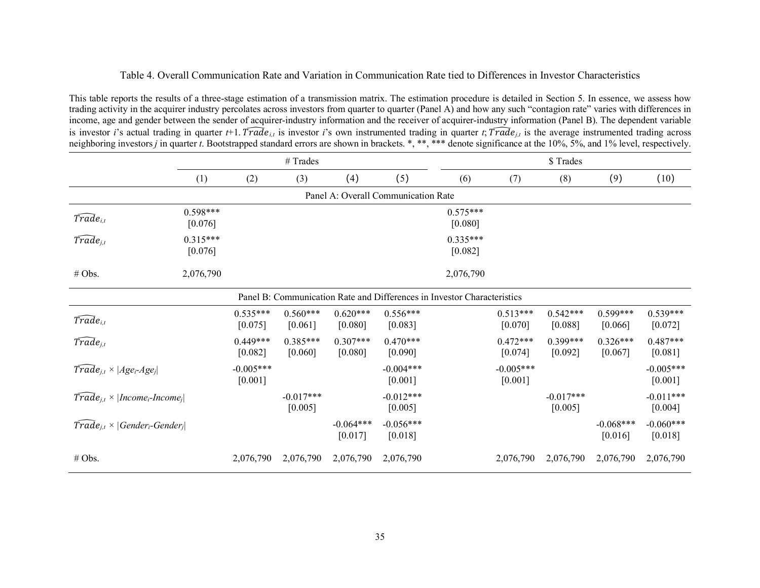Table 4. Overall Communication Rate and Variation in Communication Rate tied to Differences in Investor Characteristics

This table reports the results of a three-stage estimation of a transmission matrix. The estimation procedure is detailed in Section 5. In essence, we assess how trading activity in the acquirer industry percolates across investors from quarter to quarter (Panel A) and how any such "contagion rate" varies with differences in income, age and gender between the sender of acquirer-industry information and the receiver of acquirer-industry information (Panel B). The dependent variable is investor $i$'s actual trading in quarter $t$+1. $\widehat{Trade}_{i,t}$ is investor $i$'s own instrumented trading in quarter $t$; $\widehat{Trade}_{j,t}$ is the average instrumented trading across neighboring investors $j$ in quarter $t$. Bootstrapped standard errors are shown in brackets. *, **, *** denote significance at the 10%, 5%, and 1% level, respectively.

| | # Trades | | | | | $ Trades | | | | |
|---|---|---|---|---|---|---|---|---|---|---|
| | (1) | (2) | (3) | (4) | (5) | (6) | (7) | (8) | (9) | (10) |
| **Panel A: Overall Communication Rate** | | | | | | | | | | |
| $\widehat{Trade}_{i,t}$ | 0.598*** | | | | | 0.575*** | | | | |
| | [0.076] | | | | | [0.080] | | | | |
| $\widehat{Trade}_{j,t}$ | 0.315*** | | | | | 0.335*** | | | | |
| | [0.076] | | | | | [0.082] | | | | |
| # Obs. | 2,076,790 | | | | | 2,076,790 | | | | |
| **Panel B: Communication Rate and Differences in Investor Characteristics** | | | | | | | | | | |
| $\widehat{Trade}_{i,t}$ | | 0.535*** | 0.560*** | 0.620*** | 0.556*** | | 0.513*** | 0.542*** | 0.599*** | 0.539*** |
| | | [0.075] | [0.061] | [0.080] | [0.083] | | [0.070] | [0.088] | [0.066] | [0.072] |
| $\widehat{Trade}_{j,t}$ | | 0.449*** | 0.385*** | 0.307*** | 0.470*** | | 0.472*** | 0.399*** | 0.326*** | 0.487*** |
| | | [0.082] | [0.060] | [0.080] | [0.090] | | [0.074] | [0.092] | [0.067] | [0.081] |
| $\widehat{Trade}_{j,t} \times \|Age_i-Age_j\|$ | | -0.005*** | | | -0.004*** | | -0.005*** | | | -0.005*** |
| | | [0.001] | | | [0.001] | | [0.001] | | | [0.001] |
| $\widehat{Trade}_{j,t} \times \|Income_i-Income_j\|$ | | | -0.017*** | | -0.012*** | | | -0.017*** | | -0.011*** |
| | | | [0.005] | | [0.005] | | | [0.005] | | [0.004] |
| $\widehat{Trade}_{j,t} \times \|Gender_i-Gender_j\|$ | | | | -0.064*** | -0.056*** | | | | -0.068*** | -0.060*** |
| | | | | [0.017] | [0.018] | | | | [0.016] | [0.018] |
| # Obs. | | 2,076,790 | 2,076,790 | 2,076,790 | 2,076,790 | | 2,076,790 | 2,076,790 | 2,076,790 | 2,076,790 |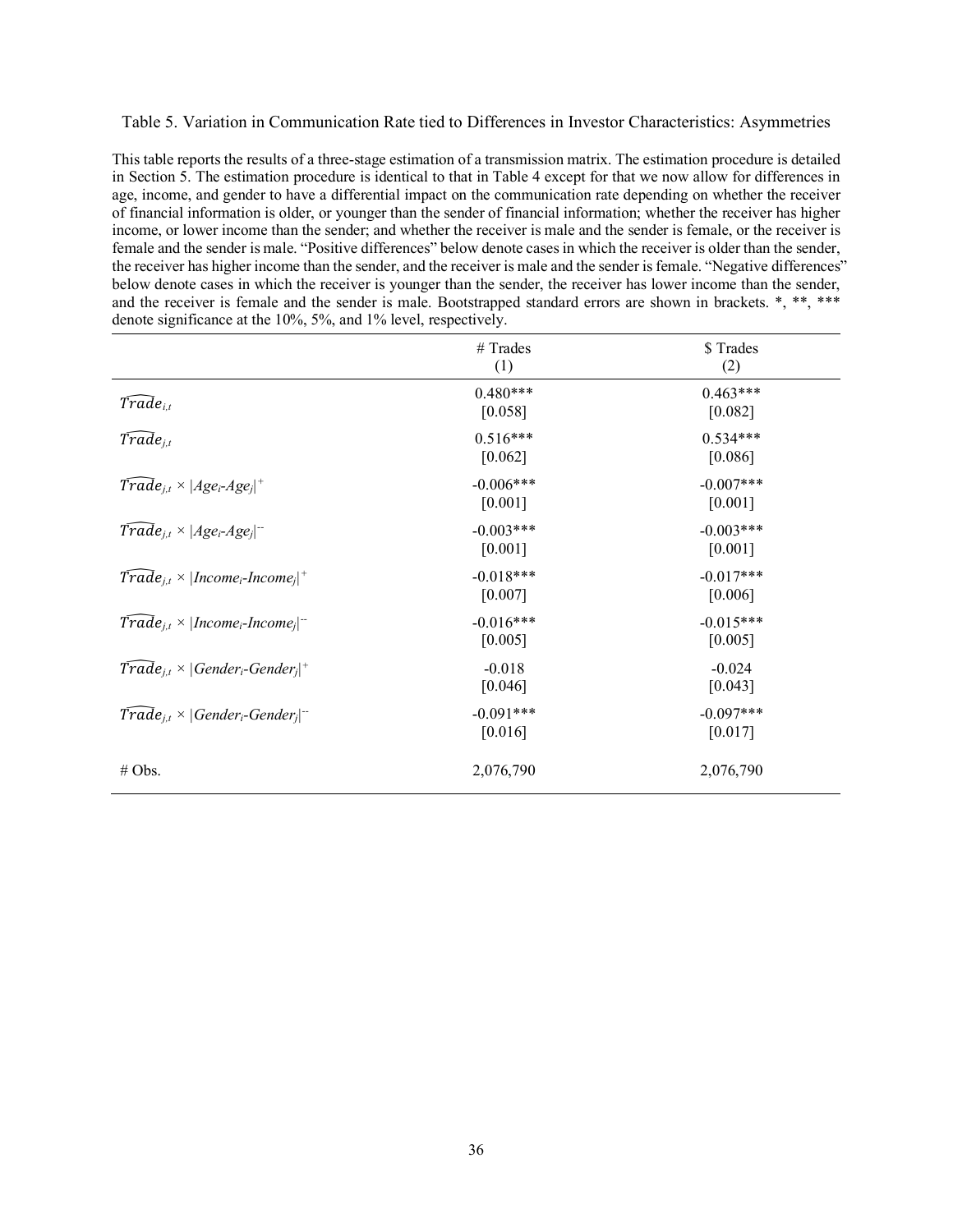Table 5. Variation in Communication Rate tied to Differences in Investor Characteristics: Asymmetries

This table reports the results of a three-stage estimation of a transmission matrix. The estimation procedure is detailed in Section 5. The estimation procedure is identical to that in Table 4 except for that we now allow for differences in age, income, and gender to have a differential impact on the communication rate depending on whether the receiver of financial information is older, or younger than the sender of financial information; whether the receiver has higher income, or lower income than the sender; and whether the receiver is male and the sender is female, or the receiver is female and the sender is male. "Positive differences" below denote cases in which the receiver is older than the sender, the receiver has higher income than the sender, and the receiver is male and the sender is female. "Negative differences" below denote cases in which the receiver is younger than the sender, the receiver has lower income than the sender, and the receiver is female and the sender is male. Bootstrapped standard errors are shown in brackets. *, **, *** denote significance at the 10%, 5%, and 1% level, respectively.

| | # Trades (1) | $ Trades (2) |
|---|---|---|
| $\widehat{Trade}_{i,t}$ | 0.480*** | 0.463*** |
| | [0.058] | [0.082] |
| $\widehat{Trade}_{j,t}$ | 0.516*** | 0.534*** |
| | [0.062] | [0.086] |
| $\widehat{Trade}_{j,t} \times \lvert Age_i - Age_j \rvert^{+}$ | -0.006*** | -0.007*** |
| | [0.001] | [0.001] |
| $\widehat{Trade}_{j,t} \times \lvert Age_i - Age_j \rvert^{-}$ | -0.003*** | -0.003*** |
| | [0.001] | [0.001] |
| $\widehat{Trade}_{j,t} \times \lvert Income_i - Income_j \rvert^{+}$ | -0.018*** | -0.017*** |
| | [0.007] | [0.006] |
| $\widehat{Trade}_{j,t} \times \lvert Income_i - Income_j \rvert^{-}$ | -0.016*** | -0.015*** |
| | [0.005] | [0.005] |
| $\widehat{Trade}_{j,t} \times \lvert Gender_i - Gender_j \rvert^{+}$ | -0.018 | -0.024 |
| | [0.046] | [0.043] |
| $\widehat{Trade}_{j,t} \times \lvert Gender_i - Gender_j \rvert^{-}$ | -0.091*** | -0.097*** |
| | [0.016] | [0.017] |
| # Obs. | 2,076,790 | 2,076,790 |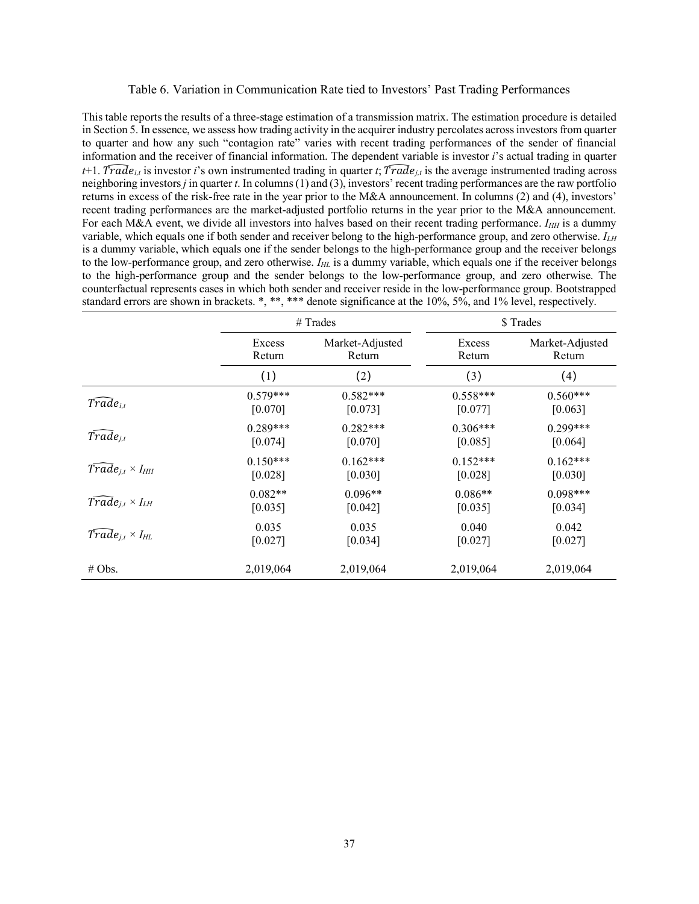Table 6. Variation in Communication Rate tied to Investors' Past Trading Performances

This table reports the results of a three-stage estimation of a transmission matrix. The estimation procedure is detailed in Section 5. In essence, we assess how trading activity in the acquirer industry percolates across investors from quarter to quarter and how any such "contagion rate" varies with recent trading performances of the sender of financial information and the receiver of financial information. The dependent variable is investor $i$'s actual trading in quarter $t$+1. $\widehat{Trade}_{i,t}$ is investor $i$'s own instrumented trading in quarter $t$; $\widehat{Trade}_{j,t}$ is the average instrumented trading across neighboring investors $j$ in quarter $t$. In columns (1) and (3), investors' recent trading performances are the raw portfolio returns in excess of the risk-free rate in the year prior to the M&A announcement. In columns (2) and (4), investors' recent trading performances are the market-adjusted portfolio returns in the year prior to the M&A announcement. For each M&A event, we divide all investors into halves based on their recent trading performance. $I_{HH}$ is a dummy variable, which equals one if both sender and receiver belong to the high-performance group, and zero otherwise. $I_{LH}$ is a dummy variable, which equals one if the sender belongs to the high-performance group and the receiver belongs to the low-performance group, and zero otherwise. $I_{HL}$ is a dummy variable, which equals one if the receiver belongs to the high-performance group and the sender belongs to the low-performance group, and zero otherwise. The counterfactual represents cases in which both sender and receiver reside in the low-performance group. Bootstrapped standard errors are shown in brackets. *, **, *** denote significance at the 10%, 5%, and 1% level, respectively.

| | # Trades | | $ Trades | |
|---|---|---|---|---|
| | Excess Return | Market-Adjusted Return | Excess Return | Market-Adjusted Return |
| | (1) | (2) | (3) | (4) |
| $\widehat{Trade}_{i,t}$ | 0.579*** | 0.582*** | 0.558*** | 0.560*** |
| | [0.070] | [0.073] | [0.077] | [0.063] |
| $\widehat{Trade}_{j,t}$ | 0.289*** | 0.282*** | 0.306*** | 0.299*** |
| | [0.074] | [0.070] | [0.085] | [0.064] |
| $\widehat{Trade}_{j,t} \times I_{HH}$ | 0.150*** | 0.162*** | 0.152*** | 0.162*** |
| | [0.028] | [0.030] | [0.028] | [0.030] |
| $\widehat{Trade}_{j,t} \times I_{LH}$ | 0.082** | 0.096** | 0.086** | 0.098*** |
| | [0.035] | [0.042] | [0.035] | [0.034] |
| $\widehat{Trade}_{j,t} \times I_{HL}$ | 0.035 | 0.035 | 0.040 | 0.042 |
| | [0.027] | [0.034] | [0.027] | [0.027] |
| # Obs. | 2,019,064 | 2,019,064 | 2,019,064 | 2,019,064 |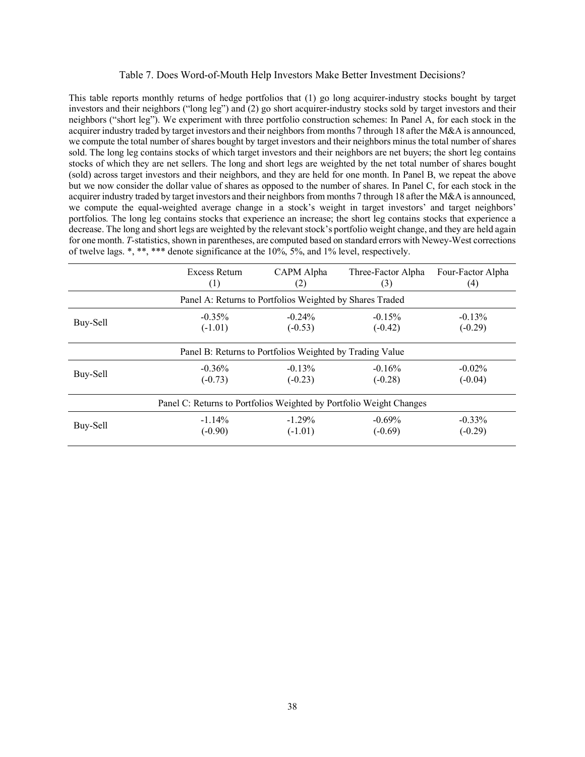Table 7. Does Word-of-Mouth Help Investors Make Better Investment Decisions?

This table reports monthly returns of hedge portfolios that (1) go long acquirer-industry stocks bought by target investors and their neighbors ("long leg") and (2) go short acquirer-industry stocks sold by target investors and their neighbors ("short leg"). We experiment with three portfolio construction schemes: In Panel A, for each stock in the acquirer industry traded by target investors and their neighbors from months 7 through 18 after the M&A is announced, we compute the total number of shares bought by target investors and their neighbors minus the total number of shares sold. The long leg contains stocks of which target investors and their neighbors are net buyers; the short leg contains stocks of which they are net sellers. The long and short legs are weighted by the net total number of shares bought (sold) across target investors and their neighbors, and they are held for one month. In Panel B, we repeat the above but we now consider the dollar value of shares as opposed to the number of shares. In Panel C, for each stock in the acquirer industry traded by target investors and their neighbors from months 7 through 18 after the M&A is announced, we compute the equal-weighted average change in a stock's weight in target investors' and target neighbors' portfolios. The long leg contains stocks that experience an increase; the short leg contains stocks that experience a decrease. The long and short legs are weighted by the relevant stock's portfolio weight change, and they are held again for one month. *T*-statistics, shown in parentheses, are computed based on standard errors with Newey-West corrections of twelve lags. *, **, *** denote significance at the 10%, 5%, and 1% level, respectively.

| | Excess Return (1) | CAPM Alpha (2) | Three-Factor Alpha (3) | Four-Factor Alpha (4) |
|---|---|---|---|---|
| **Panel A: Returns to Portfolios Weighted by Shares Traded** | | | | |
| Buy-Sell | -0.35% | -0.24% | -0.15% | -0.13% |
| | (-1.01) | (-0.53) | (-0.42) | (-0.29) |
| **Panel B: Returns to Portfolios Weighted by Trading Value** | | | | |
| Buy-Sell | -0.36% | -0.13% | -0.16% | -0.02% |
| | (-0.73) | (-0.23) | (-0.28) | (-0.04) |
| **Panel C: Returns to Portfolios Weighted by Portfolio Weight Changes** | | | | |
| Buy-Sell | -1.14% | -1.29% | -0.69% | -0.33% |
| | (-0.90) | (-1.01) | (-0.69) | (-0.29) |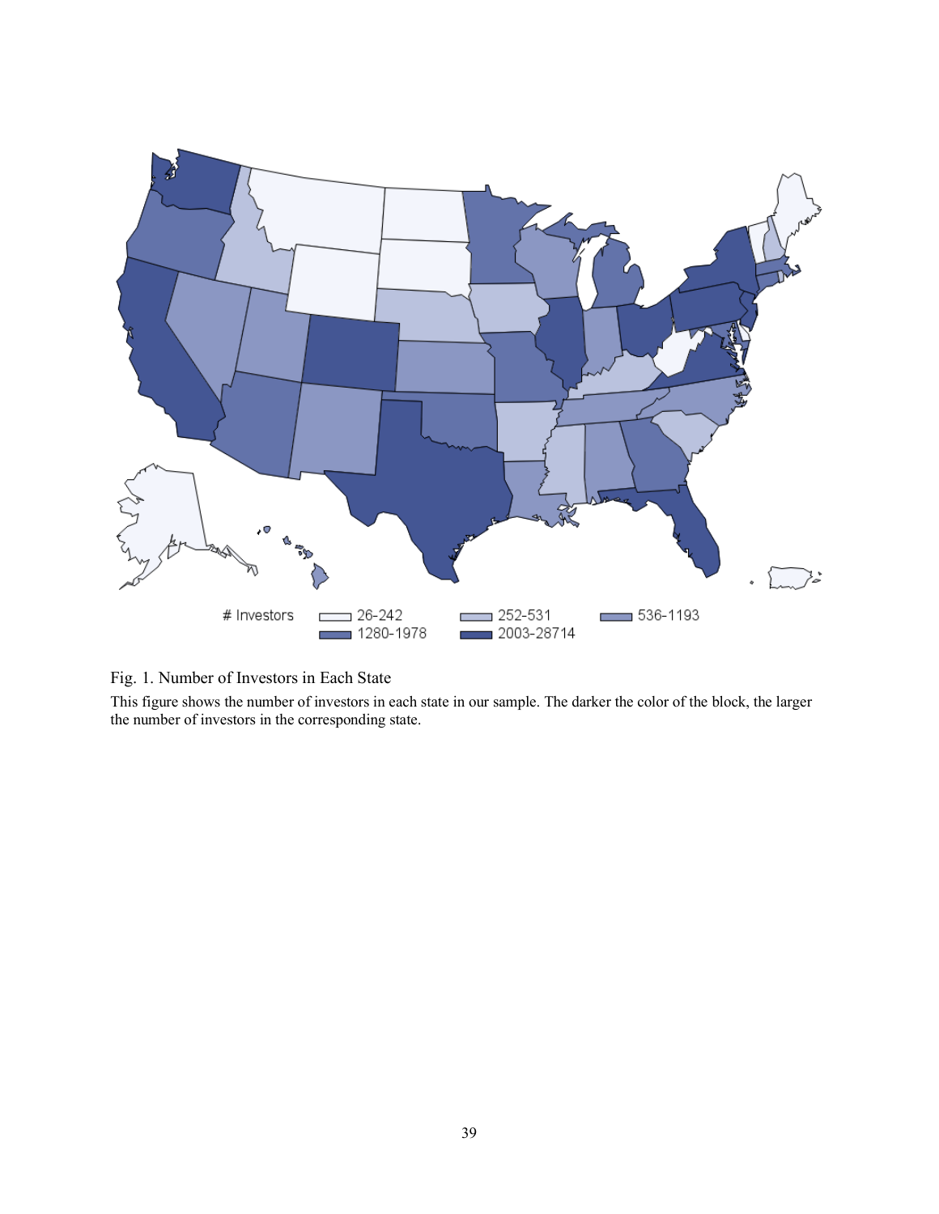Fig. 1. Number of Investors in Each State

This figure shows the number of investors in each state in our sample. The darker the color of the block, the larger the number of investors in the corresponding state.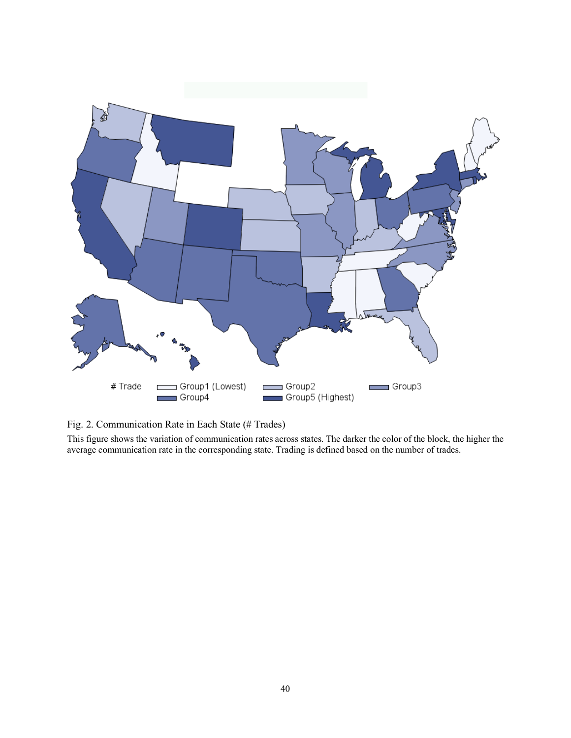Fig. 2. Communication Rate in Each State (# Trades)

This figure shows the variation of communication rates across states. The darker the color of the block, the higher the average communication rate in the corresponding state. Trading is defined based on the number of trades.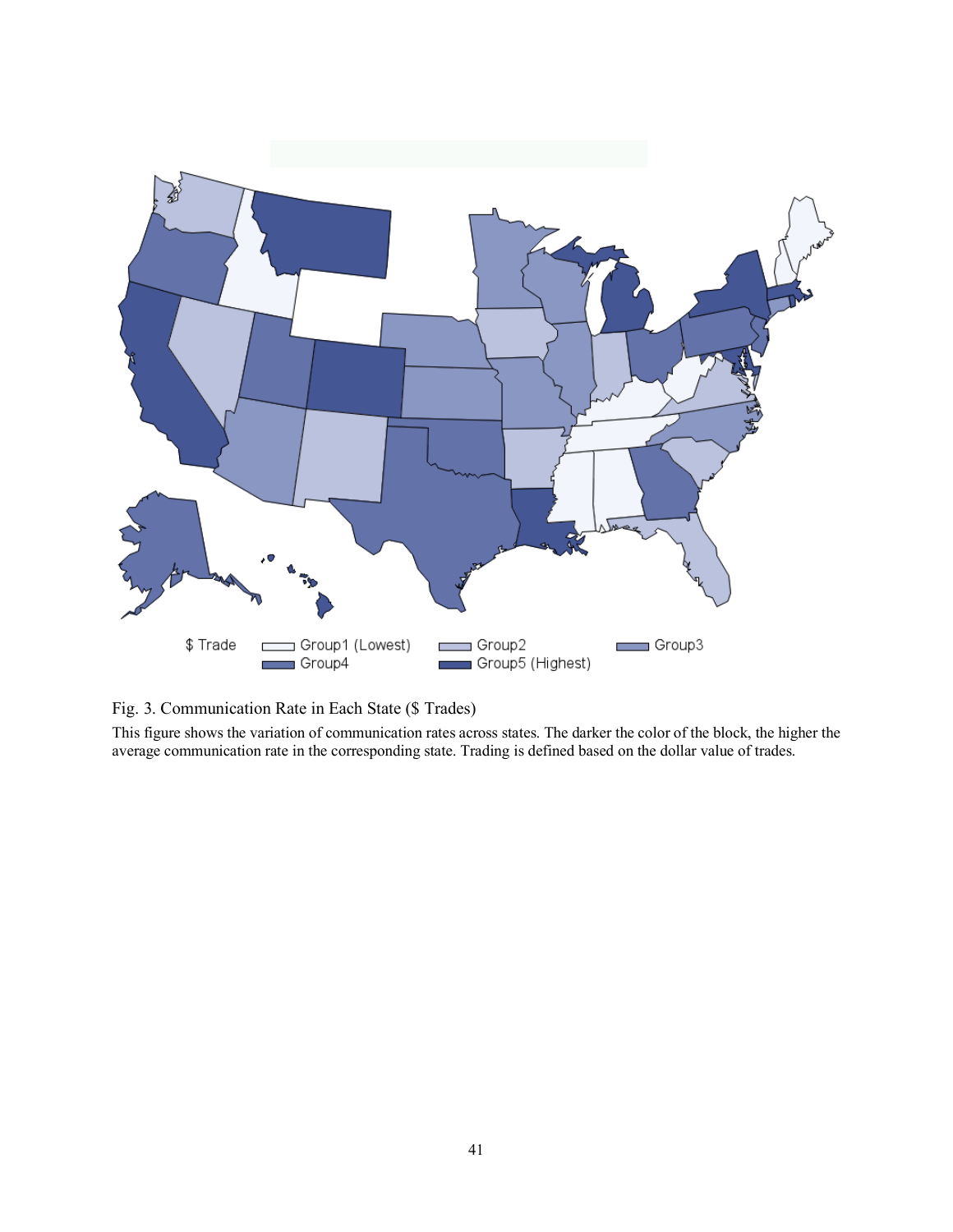$ Trade
Group1 (Lowest)
Group2
Group3
Group4
Group5 (Highest)

Fig. 3. Communication Rate in Each State ($ Trades)

This figure shows the variation of communication rates across states. The darker the color of the block, the higher the average communication rate in the corresponding state. Trading is defined based on the dollar value of trades.